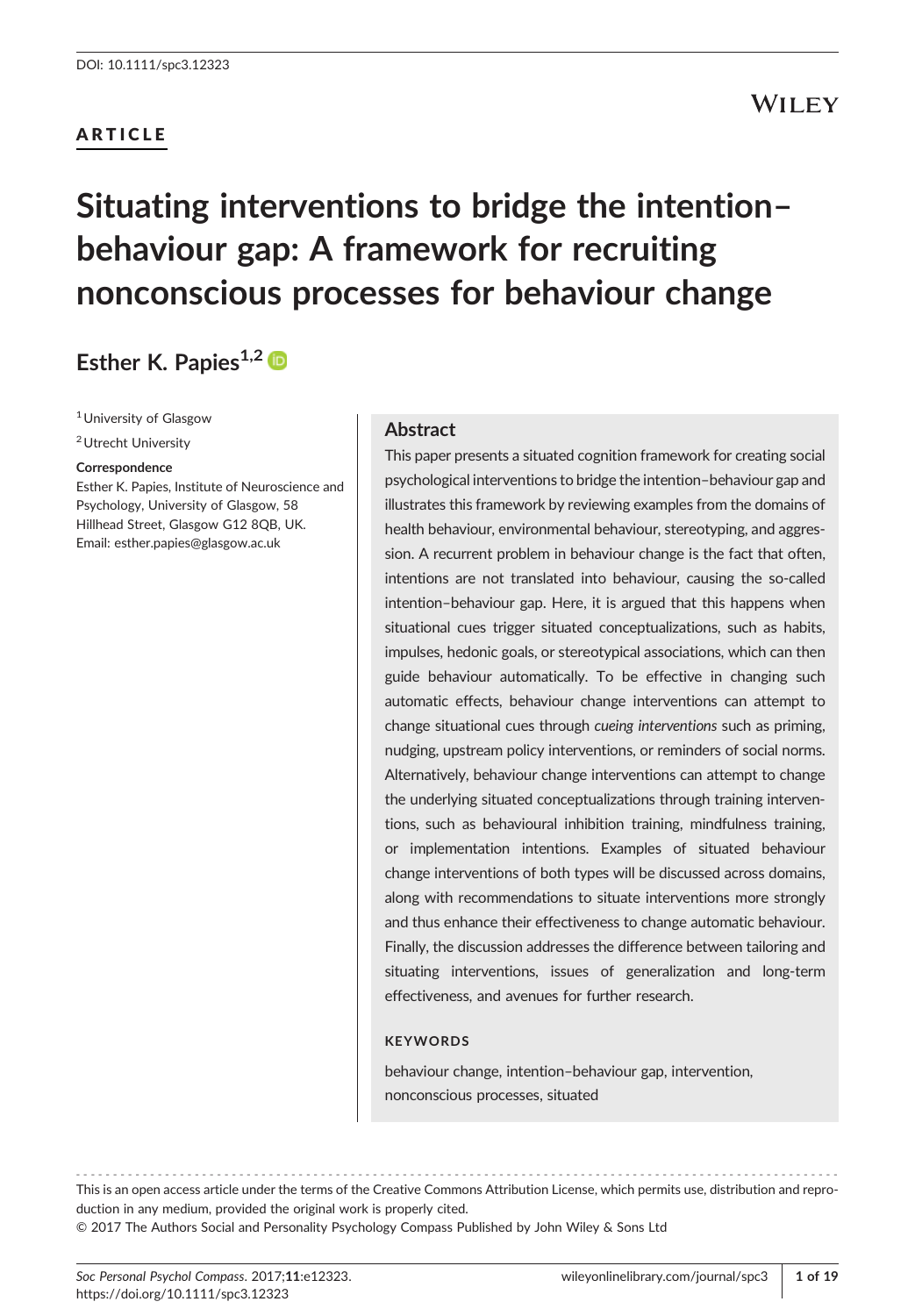DOI: 10.1111/spc3.12323

**ARTICLE**

# Situating interventions to bridge the intention–behaviour gap: A framework for recruiting nonconscious processes for behaviour change

**Esther K. Papies**[1,2]

[1] University of Glasgow

[2] Utrecht University

**Correspondence**

Esther K. Papies, Institute of Neuroscience and Psychology, University of Glasgow, 58 Hillhead Street, Glasgow G12 8QB, UK.
Email: esther.papies@glasgow.ac.uk

## Abstract

This paper presents a situated cognition framework for creating social psychological interventions to bridge the intention–behaviour gap and illustrates this framework by reviewing examples from the domains of health behaviour, environmental behaviour, stereotyping, and aggression. A recurrent problem in behaviour change is the fact that often, intentions are not translated into behaviour, causing the so-called intention–behaviour gap. Here, it is argued that this happens when situational cues trigger situated conceptualizations, such as habits, impulses, hedonic goals, or stereotypical associations, which can then guide behaviour automatically. To be effective in changing such automatic effects, behaviour change interventions can attempt to change situational cues through *cueing interventions* such as priming, nudging, upstream policy interventions, or reminders of social norms. Alternatively, behaviour change interventions can attempt to change the underlying situated conceptualizations through training interventions, such as behavioural inhibition training, mindfulness training, or implementation intentions. Examples of situated behaviour change interventions of both types will be discussed across domains, along with recommendations to situate interventions more strongly and thus enhance their effectiveness to change automatic behaviour. Finally, the discussion addresses the difference between tailoring and situating interventions, issues of generalization and long-term effectiveness, and avenues for further research.

**KEYWORDS**

behaviour change, intention–behaviour gap, intervention, nonconscious processes, situated

This is an open access article under the terms of the Creative Commons Attribution License, which permits use, distribution and reproduction in any medium, provided the original work is properly cited.
© 2017 The Authors Social and Personality Psychology Compass Published by John Wiley & Sons Ltd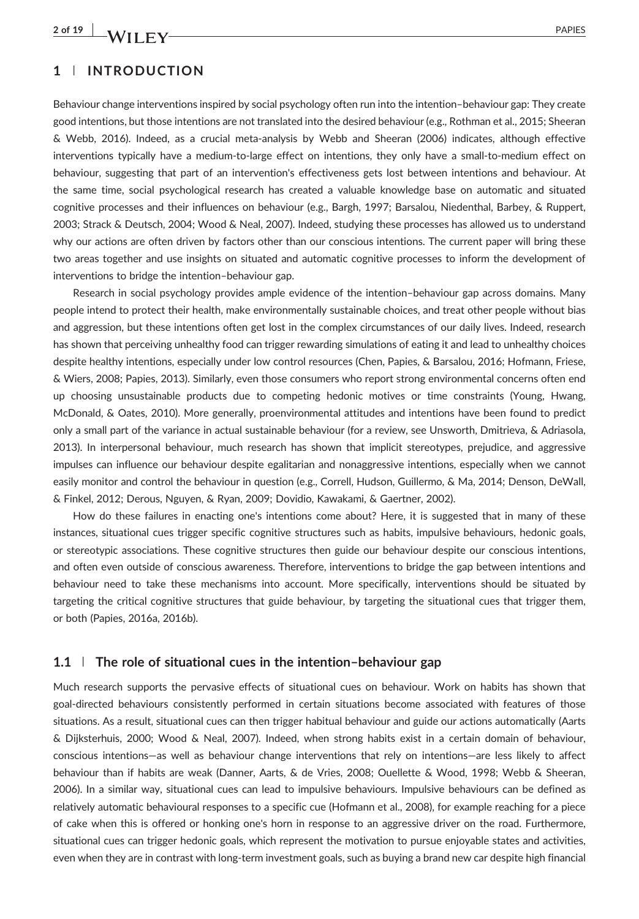## 1 | INTRODUCTION

Behaviour change interventions inspired by social psychology often run into the intention–behaviour gap: They create good intentions, but those intentions are not translated into the desired behaviour (e.g., Rothman et al., 2015; Sheeran & Webb, 2016). Indeed, as a crucial meta-analysis by Webb and Sheeran (2006) indicates, although effective interventions typically have a medium-to-large effect on intentions, they only have a small-to-medium effect on behaviour, suggesting that part of an intervention's effectiveness gets lost between intentions and behaviour. At the same time, social psychological research has created a valuable knowledge base on automatic and situated cognitive processes and their influences on behaviour (e.g., Bargh, 1997; Barsalou, Niedenthal, Barbey, & Ruppert, 2003; Strack & Deutsch, 2004; Wood & Neal, 2007). Indeed, studying these processes has allowed us to understand why our actions are often driven by factors other than our conscious intentions. The current paper will bring these two areas together and use insights on situated and automatic cognitive processes to inform the development of interventions to bridge the intention–behaviour gap.

Research in social psychology provides ample evidence of the intention–behaviour gap across domains. Many people intend to protect their health, make environmentally sustainable choices, and treat other people without bias and aggression, but these intentions often get lost in the complex circumstances of our daily lives. Indeed, research has shown that perceiving unhealthy food can trigger rewarding simulations of eating it and lead to unhealthy choices despite healthy intentions, especially under low control resources (Chen, Papies, & Barsalou, 2016; Hofmann, Friese, & Wiers, 2008; Papies, 2013). Similarly, even those consumers who report strong environmental concerns often end up choosing unsustainable products due to competing hedonic motives or time constraints (Young, Hwang, McDonald, & Oates, 2010). More generally, proenvironmental attitudes and intentions have been found to predict only a small part of the variance in actual sustainable behaviour (for a review, see Unsworth, Dmitrieva, & Adriasola, 2013). In interpersonal behaviour, much research has shown that implicit stereotypes, prejudice, and aggressive impulses can influence our behaviour despite egalitarian and nonaggressive intentions, especially when we cannot easily monitor and control the behaviour in question (e.g., Correll, Hudson, Guillermo, & Ma, 2014; Denson, DeWall, & Finkel, 2012; Derous, Nguyen, & Ryan, 2009; Dovidio, Kawakami, & Gaertner, 2002).

How do these failures in enacting one's intentions come about? Here, it is suggested that in many of these instances, situational cues trigger specific cognitive structures such as habits, impulsive behaviours, hedonic goals, or stereotypic associations. These cognitive structures then guide our behaviour despite our conscious intentions, and often even outside of conscious awareness. Therefore, interventions to bridge the gap between intentions and behaviour need to take these mechanisms into account. More specifically, interventions should be situated by targeting the critical cognitive structures that guide behaviour, by targeting the situational cues that trigger them, or both (Papies, 2016a, 2016b).

### 1.1 | The role of situational cues in the intention–behaviour gap

Much research supports the pervasive effects of situational cues on behaviour. Work on habits has shown that goal-directed behaviours consistently performed in certain situations become associated with features of those situations. As a result, situational cues can then trigger habitual behaviour and guide our actions automatically (Aarts & Dijksterhuis, 2000; Wood & Neal, 2007). Indeed, when strong habits exist in a certain domain of behaviour, conscious intentions—as well as behaviour change interventions that rely on intentions—are less likely to affect behaviour than if habits are weak (Danner, Aarts, & de Vries, 2008; Ouellette & Wood, 1998; Webb & Sheeran, 2006). In a similar way, situational cues can lead to impulsive behaviours. Impulsive behaviours can be defined as relatively automatic behavioural responses to a specific cue (Hofmann et al., 2008), for example reaching for a piece of cake when this is offered or honking one's horn in response to an aggressive driver on the road. Furthermore, situational cues can trigger hedonic goals, which represent the motivation to pursue enjoyable states and activities, even when they are in contrast with long-term investment goals, such as buying a brand new car despite high financial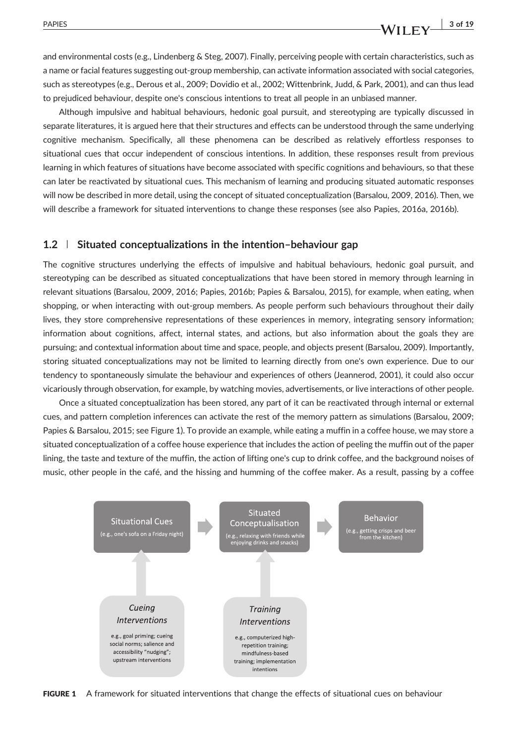and environmental costs (e.g., Lindenberg & Steg, 2007). Finally, perceiving people with certain characteristics, such as a name or facial features suggesting out-group membership, can activate information associated with social categories, such as stereotypes (e.g., Derous et al., 2009; Dovidio et al., 2002; Wittenbrink, Judd, & Park, 2001), and can thus lead to prejudiced behaviour, despite one's conscious intentions to treat all people in an unbiased manner.

Although impulsive and habitual behaviours, hedonic goal pursuit, and stereotyping are typically discussed in separate literatures, it is argued here that their structures and effects can be understood through the same underlying cognitive mechanism. Specifically, all these phenomena can be described as relatively effortless responses to situational cues that occur independent of conscious intentions. In addition, these responses result from previous learning in which features of situations have become associated with specific cognitions and behaviours, so that these can later be reactivated by situational cues. This mechanism of learning and producing situated automatic responses will now be described in more detail, using the concept of situated conceptualization (Barsalou, 2009, 2016). Then, we will describe a framework for situated interventions to change these responses (see also Papies, 2016a, 2016b).

## 1.2 | Situated conceptualizations in the intention–behaviour gap

The cognitive structures underlying the effects of impulsive and habitual behaviours, hedonic goal pursuit, and stereotyping can be described as situated conceptualizations that have been stored in memory through learning in relevant situations (Barsalou, 2009, 2016; Papies, 2016b; Papies & Barsalou, 2015), for example, when eating, when shopping, or when interacting with out-group members. As people perform such behaviours throughout their daily lives, they store comprehensive representations of these experiences in memory, integrating sensory information; information about cognitions, affect, internal states, and actions, but also information about the goals they are pursuing; and contextual information about time and space, people, and objects present (Barsalou, 2009). Importantly, storing situated conceptualizations may not be limited to learning directly from one's own experience. Due to our tendency to spontaneously simulate the behaviour and experiences of others (Jeannerod, 2001), it could also occur vicariously through observation, for example, by watching movies, advertisements, or live interactions of other people.

Once a situated conceptualization has been stored, any part of it can be reactivated through internal or external cues, and pattern completion inferences can activate the rest of the memory pattern as simulations (Barsalou, 2009; Papies & Barsalou, 2015; see Figure 1). To provide an example, while eating a muffin in a coffee house, we may store a situated conceptualization of a coffee house experience that includes the action of peeling the muffin out of the paper lining, the taste and texture of the muffin, the action of lifting one's cup to drink coffee, and the background noises of music, other people in the café, and the hissing and humming of the coffee maker. As a result, passing by a coffee

**FIGURE 1** A framework for situated interventions that change the effects of situational cues on behaviour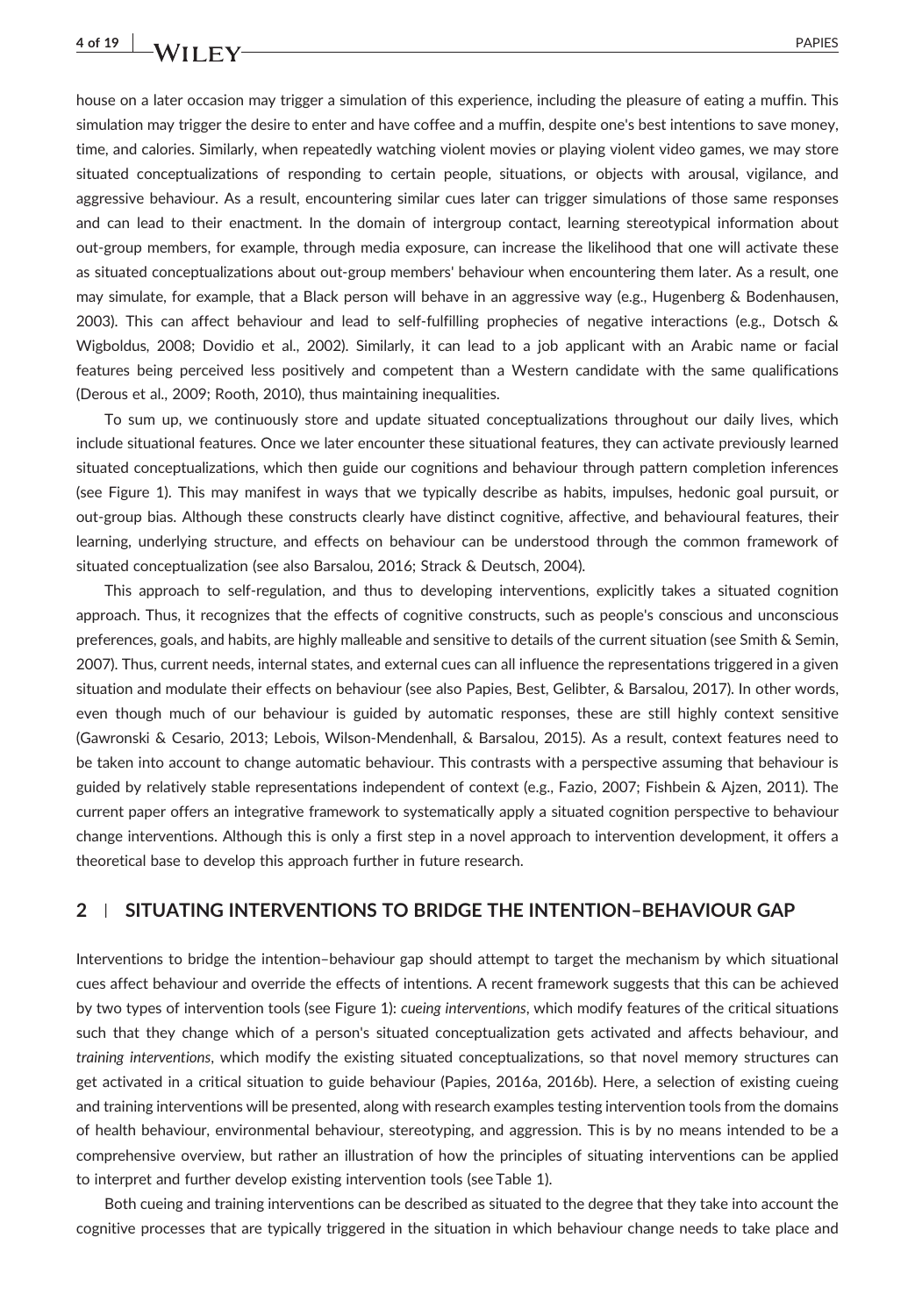house on a later occasion may trigger a simulation of this experience, including the pleasure of eating a muffin. This simulation may trigger the desire to enter and have coffee and a muffin, despite one's best intentions to save money, time, and calories. Similarly, when repeatedly watching violent movies or playing violent video games, we may store situated conceptualizations of responding to certain people, situations, or objects with arousal, vigilance, and aggressive behaviour. As a result, encountering similar cues later can trigger simulations of those same responses and can lead to their enactment. In the domain of intergroup contact, learning stereotypical information about out-group members, for example, through media exposure, can increase the likelihood that one will activate these as situated conceptualizations about out-group members' behaviour when encountering them later. As a result, one may simulate, for example, that a Black person will behave in an aggressive way (e.g., Hugenberg & Bodenhausen, 2003). This can affect behaviour and lead to self-fulfilling prophecies of negative interactions (e.g., Dotsch & Wigboldus, 2008; Dovidio et al., 2002). Similarly, it can lead to a job applicant with an Arabic name or facial features being perceived less positively and competent than a Western candidate with the same qualifications (Derous et al., 2009; Rooth, 2010), thus maintaining inequalities.

To sum up, we continuously store and update situated conceptualizations throughout our daily lives, which include situational features. Once we later encounter these situational features, they can activate previously learned situated conceptualizations, which then guide our cognitions and behaviour through pattern completion inferences (see Figure 1). This may manifest in ways that we typically describe as habits, impulses, hedonic goal pursuit, or out-group bias. Although these constructs clearly have distinct cognitive, affective, and behavioural features, their learning, underlying structure, and effects on behaviour can be understood through the common framework of situated conceptualization (see also Barsalou, 2016; Strack & Deutsch, 2004).

This approach to self-regulation, and thus to developing interventions, explicitly takes a situated cognition approach. Thus, it recognizes that the effects of cognitive constructs, such as people's conscious and unconscious preferences, goals, and habits, are highly malleable and sensitive to details of the current situation (see Smith & Semin, 2007). Thus, current needs, internal states, and external cues can all influence the representations triggered in a given situation and modulate their effects on behaviour (see also Papies, Best, Gelibter, & Barsalou, 2017). In other words, even though much of our behaviour is guided by automatic responses, these are still highly context sensitive (Gawronski & Cesario, 2013; Lebois, Wilson-Mendenhall, & Barsalou, 2015). As a result, context features need to be taken into account to change automatic behaviour. This contrasts with a perspective assuming that behaviour is guided by relatively stable representations independent of context (e.g., Fazio, 2007; Fishbein & Ajzen, 2011). The current paper offers an integrative framework to systematically apply a situated cognition perspective to behaviour change interventions. Although this is only a first step in a novel approach to intervention development, it offers a theoretical base to develop this approach further in future research.

## 2 | SITUATING INTERVENTIONS TO BRIDGE THE INTENTION–BEHAVIOUR GAP

Interventions to bridge the intention–behaviour gap should attempt to target the mechanism by which situational cues affect behaviour and override the effects of intentions. A recent framework suggests that this can be achieved by two types of intervention tools (see Figure 1): *cueing interventions*, which modify features of the critical situations such that they change which of a person's situated conceptualization gets activated and affects behaviour, and *training interventions*, which modify the existing situated conceptualizations, so that novel memory structures can get activated in a critical situation to guide behaviour (Papies, 2016a, 2016b). Here, a selection of existing cueing and training interventions will be presented, along with research examples testing intervention tools from the domains of health behaviour, environmental behaviour, stereotyping, and aggression. This is by no means intended to be a comprehensive overview, but rather an illustration of how the principles of situating interventions can be applied to interpret and further develop existing intervention tools (see Table 1).

Both cueing and training interventions can be described as situated to the degree that they take into account the cognitive processes that are typically triggered in the situation in which behaviour change needs to take place and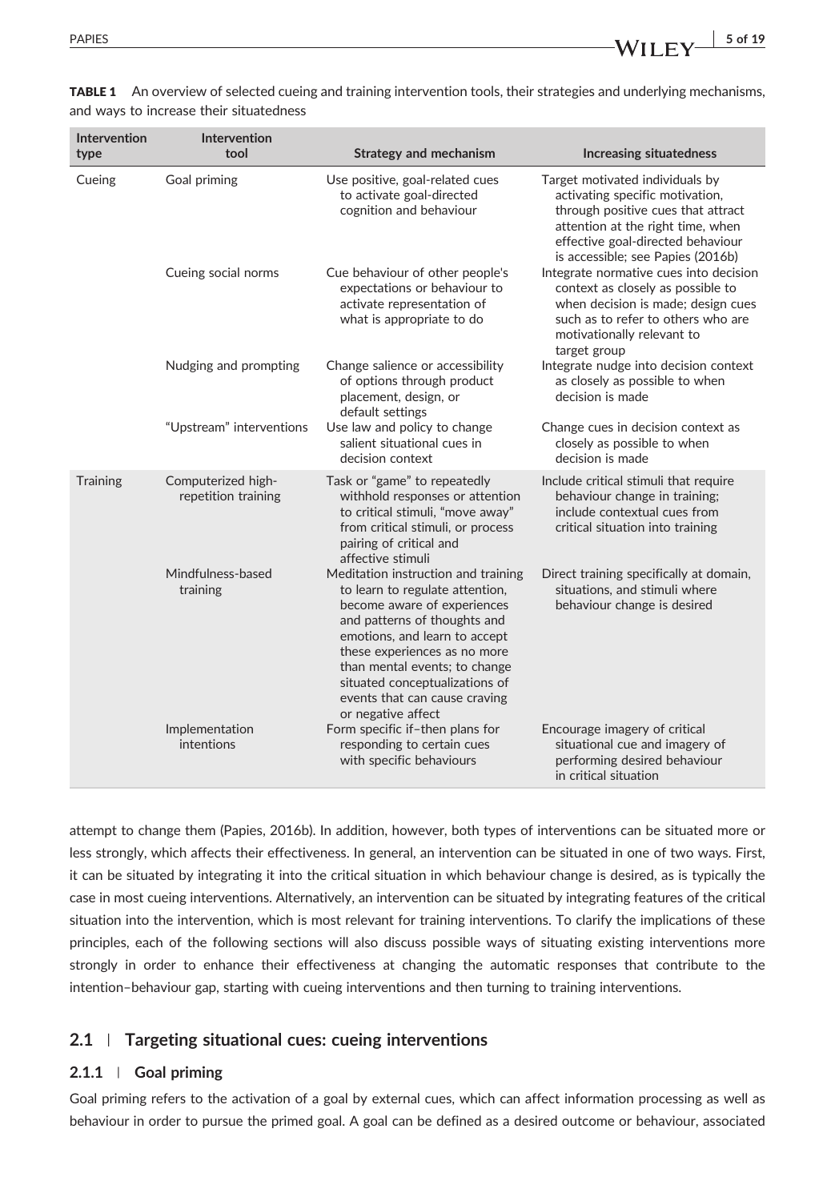**TABLE 1** An overview of selected cueing and training intervention tools, their strategies and underlying mechanisms, and ways to increase their situatedness

| Intervention type | Intervention tool | Strategy and mechanism | Increasing situatedness |
|---|---|---|---|
| Cueing | Goal priming | Use positive, goal-related cues to activate goal-directed cognition and behaviour | Target motivated individuals by activating specific motivation, through positive cues that attract attention at the right time, when effective goal-directed behaviour is accessible; see Papies (2016b) |
| | Cueing social norms | Cue behaviour of other people's expectations or behaviour to activate representation of what is appropriate to do | Integrate normative cues into decision context as closely as possible to when decision is made; design cues such as to refer to others who are motivationally relevant to target group |
| | Nudging and prompting | Change salience or accessibility of options through product placement, design, or default settings | Integrate nudge into decision context as closely as possible to when decision is made |
| | "Upstream" interventions | Use law and policy to change salient situational cues in decision context | Change cues in decision context as closely as possible to when decision is made |
| Training | Computerized high-repetition training | Task or "game" to repeatedly withhold responses or attention to critical stimuli, "move away" from critical stimuli, or process pairing of critical and affective stimuli | Include critical stimuli that require behaviour change in training; include contextual cues from critical situation into training |
| | Mindfulness-based training | Meditation instruction and training to learn to regulate attention, become aware of experiences and patterns of thoughts and emotions, and learn to accept these experiences as no more than mental events; to change situated conceptualizations of events that can cause craving or negative affect | Direct training specifically at domain, situations, and stimuli where behaviour change is desired |
| | Implementation intentions | Form specific if–then plans for responding to certain cues with specific behaviours | Encourage imagery of critical situational cue and imagery of performing desired behaviour in critical situation |

attempt to change them (Papies, 2016b). In addition, however, both types of interventions can be situated more or less strongly, which affects their effectiveness. In general, an intervention can be situated in one of two ways. First, it can be situated by integrating it into the critical situation in which behaviour change is desired, as is typically the case in most cueing interventions. Alternatively, an intervention can be situated by integrating features of the critical situation into the intervention, which is most relevant for training interventions. To clarify the implications of these principles, each of the following sections will also discuss possible ways of situating existing interventions more strongly in order to enhance their effectiveness at changing the automatic responses that contribute to the intention–behaviour gap, starting with cueing interventions and then turning to training interventions.

## 2.1 | Targeting situational cues: cueing interventions

### 2.1.1 | Goal priming

Goal priming refers to the activation of a goal by external cues, which can affect information processing as well as behaviour in order to pursue the primed goal. A goal can be defined as a desired outcome or behaviour, associated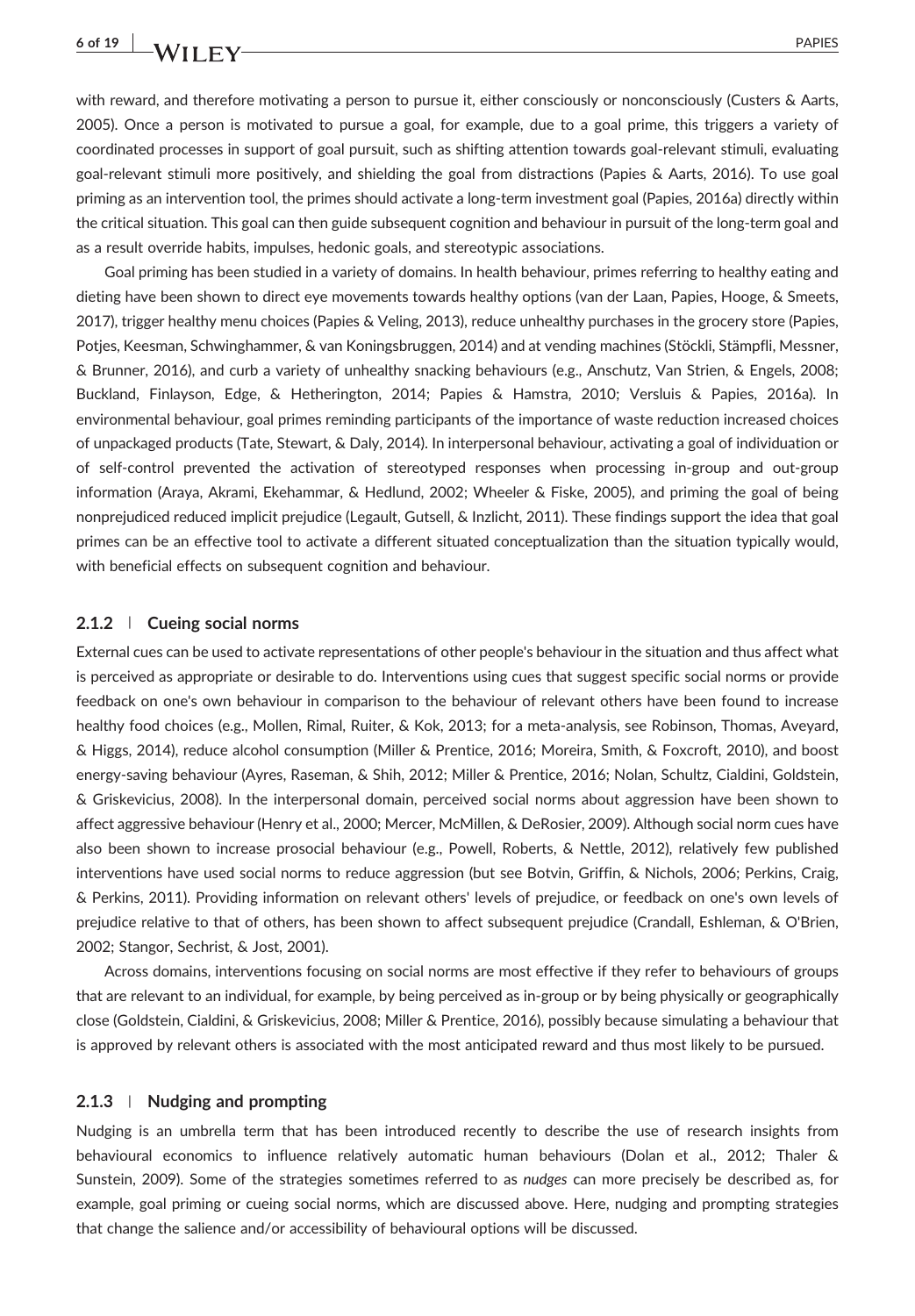with reward, and therefore motivating a person to pursue it, either consciously or nonconsciously (Custers & Aarts, 2005). Once a person is motivated to pursue a goal, for example, due to a goal prime, this triggers a variety of coordinated processes in support of goal pursuit, such as shifting attention towards goal-relevant stimuli, evaluating goal-relevant stimuli more positively, and shielding the goal from distractions (Papies & Aarts, 2016). To use goal priming as an intervention tool, the primes should activate a long-term investment goal (Papies, 2016a) directly within the critical situation. This goal can then guide subsequent cognition and behaviour in pursuit of the long-term goal and as a result override habits, impulses, hedonic goals, and stereotypic associations.

Goal priming has been studied in a variety of domains. In health behaviour, primes referring to healthy eating and dieting have been shown to direct eye movements towards healthy options (van der Laan, Papies, Hooge, & Smeets, 2017), trigger healthy menu choices (Papies & Veling, 2013), reduce unhealthy purchases in the grocery store (Papies, Potjes, Keesman, Schwinghammer, & van Koningsbruggen, 2014) and at vending machines (Stöckli, Stämpfli, Messner, & Brunner, 2016), and curb a variety of unhealthy snacking behaviours (e.g., Anschutz, Van Strien, & Engels, 2008; Buckland, Finlayson, Edge, & Hetherington, 2014; Papies & Hamstra, 2010; Versluis & Papies, 2016a). In environmental behaviour, goal primes reminding participants of the importance of waste reduction increased choices of unpackaged products (Tate, Stewart, & Daly, 2014). In interpersonal behaviour, activating a goal of individuation or of self-control prevented the activation of stereotyped responses when processing in-group and out-group information (Araya, Akrami, Ekehammar, & Hedlund, 2002; Wheeler & Fiske, 2005), and priming the goal of being nonprejudiced reduced implicit prejudice (Legault, Gutsell, & Inzlicht, 2011). These findings support the idea that goal primes can be an effective tool to activate a different situated conceptualization than the situation typically would, with beneficial effects on subsequent cognition and behaviour.

### 2.1.2 | Cueing social norms

External cues can be used to activate representations of other people's behaviour in the situation and thus affect what is perceived as appropriate or desirable to do. Interventions using cues that suggest specific social norms or provide feedback on one's own behaviour in comparison to the behaviour of relevant others have been found to increase healthy food choices (e.g., Mollen, Rimal, Ruiter, & Kok, 2013; for a meta-analysis, see Robinson, Thomas, Aveyard, & Higgs, 2014), reduce alcohol consumption (Miller & Prentice, 2016; Moreira, Smith, & Foxcroft, 2010), and boost energy-saving behaviour (Ayres, Raseman, & Shih, 2012; Miller & Prentice, 2016; Nolan, Schultz, Cialdini, Goldstein, & Griskevicius, 2008). In the interpersonal domain, perceived social norms about aggression have been shown to affect aggressive behaviour (Henry et al., 2000; Mercer, McMillen, & DeRosier, 2009). Although social norm cues have also been shown to increase prosocial behaviour (e.g., Powell, Roberts, & Nettle, 2012), relatively few published interventions have used social norms to reduce aggression (but see Botvin, Griffin, & Nichols, 2006; Perkins, Craig, & Perkins, 2011). Providing information on relevant others' levels of prejudice, or feedback on one's own levels of prejudice relative to that of others, has been shown to affect subsequent prejudice (Crandall, Eshleman, & O'Brien, 2002; Stangor, Sechrist, & Jost, 2001).

Across domains, interventions focusing on social norms are most effective if they refer to behaviours of groups that are relevant to an individual, for example, by being perceived as in-group or by being physically or geographically close (Goldstein, Cialdini, & Griskevicius, 2008; Miller & Prentice, 2016), possibly because simulating a behaviour that is approved by relevant others is associated with the most anticipated reward and thus most likely to be pursued.

### 2.1.3 | Nudging and prompting

Nudging is an umbrella term that has been introduced recently to describe the use of research insights from behavioural economics to influence relatively automatic human behaviours (Dolan et al., 2012; Thaler & Sunstein, 2009). Some of the strategies sometimes referred to as *nudges* can more precisely be described as, for example, goal priming or cueing social norms, which are discussed above. Here, nudging and prompting strategies that change the salience and/or accessibility of behavioural options will be discussed.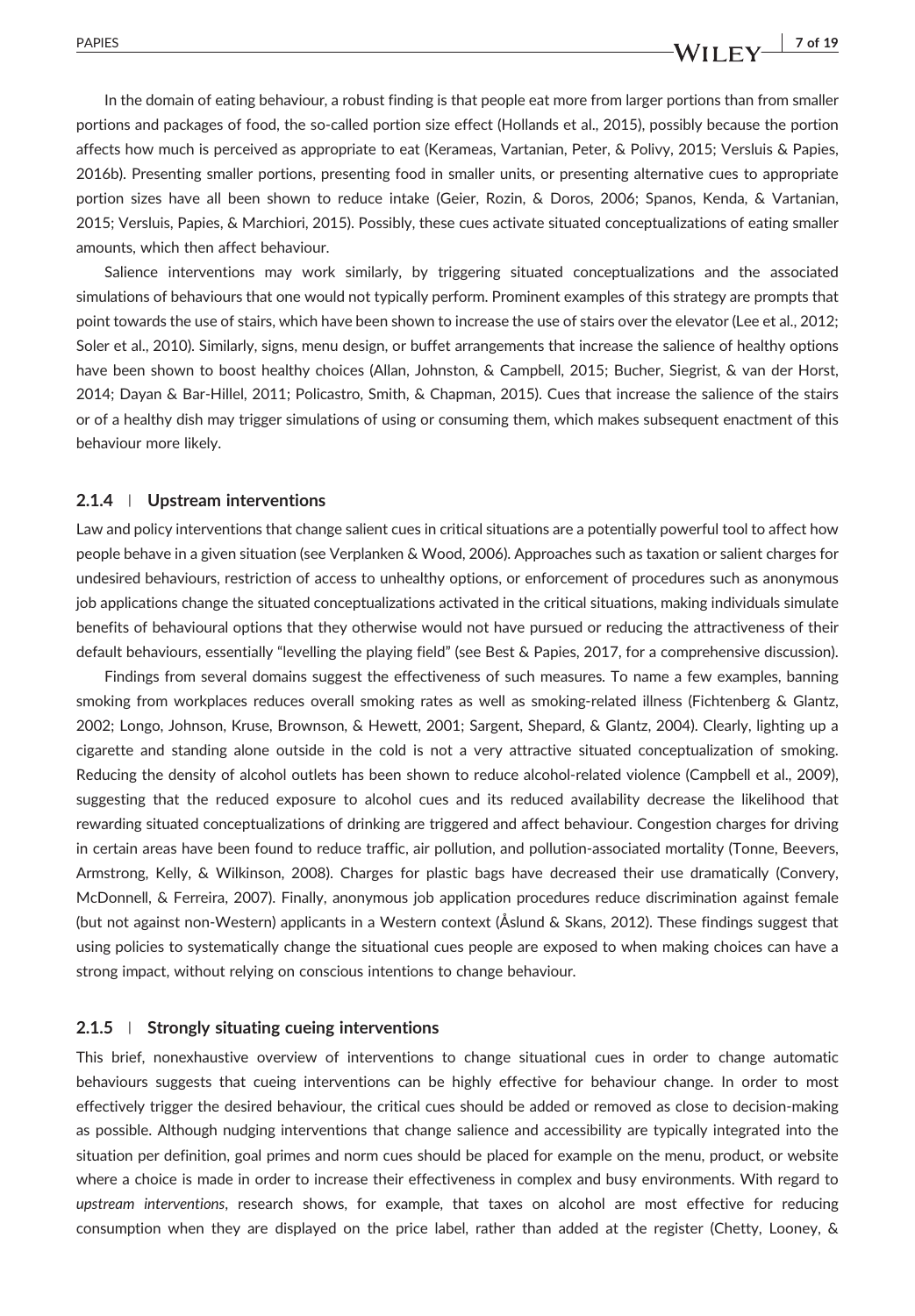In the domain of eating behaviour, a robust finding is that people eat more from larger portions than from smaller portions and packages of food, the so-called portion size effect (Hollands et al., 2015), possibly because the portion affects how much is perceived as appropriate to eat (Kerameas, Vartanian, Peter, & Polivy, 2015; Versluis & Papies, 2016b). Presenting smaller portions, presenting food in smaller units, or presenting alternative cues to appropriate portion sizes have all been shown to reduce intake (Geier, Rozin, & Doros, 2006; Spanos, Kenda, & Vartanian, 2015; Versluis, Papies, & Marchiori, 2015). Possibly, these cues activate situated conceptualizations of eating smaller amounts, which then affect behaviour.

Salience interventions may work similarly, by triggering situated conceptualizations and the associated simulations of behaviours that one would not typically perform. Prominent examples of this strategy are prompts that point towards the use of stairs, which have been shown to increase the use of stairs over the elevator (Lee et al., 2012; Soler et al., 2010). Similarly, signs, menu design, or buffet arrangements that increase the salience of healthy options have been shown to boost healthy choices (Allan, Johnston, & Campbell, 2015; Bucher, Siegrist, & van der Horst, 2014; Dayan & Bar-Hillel, 2011; Policastro, Smith, & Chapman, 2015). Cues that increase the salience of the stairs or of a healthy dish may trigger simulations of using or consuming them, which makes subsequent enactment of this behaviour more likely.

### 2.1.4 | Upstream interventions

Law and policy interventions that change salient cues in critical situations are a potentially powerful tool to affect how people behave in a given situation (see Verplanken & Wood, 2006). Approaches such as taxation or salient charges for undesired behaviours, restriction of access to unhealthy options, or enforcement of procedures such as anonymous job applications change the situated conceptualizations activated in the critical situations, making individuals simulate benefits of behavioural options that they otherwise would not have pursued or reducing the attractiveness of their default behaviours, essentially "levelling the playing field" (see Best & Papies, 2017, for a comprehensive discussion).

Findings from several domains suggest the effectiveness of such measures. To name a few examples, banning smoking from workplaces reduces overall smoking rates as well as smoking-related illness (Fichtenberg & Glantz, 2002; Longo, Johnson, Kruse, Brownson, & Hewett, 2001; Sargent, Shepard, & Glantz, 2004). Clearly, lighting up a cigarette and standing alone outside in the cold is not a very attractive situated conceptualization of smoking. Reducing the density of alcohol outlets has been shown to reduce alcohol-related violence (Campbell et al., 2009), suggesting that the reduced exposure to alcohol cues and its reduced availability decrease the likelihood that rewarding situated conceptualizations of drinking are triggered and affect behaviour. Congestion charges for driving in certain areas have been found to reduce traffic, air pollution, and pollution-associated mortality (Tonne, Beevers, Armstrong, Kelly, & Wilkinson, 2008). Charges for plastic bags have decreased their use dramatically (Convery, McDonnell, & Ferreira, 2007). Finally, anonymous job application procedures reduce discrimination against female (but not against non-Western) applicants in a Western context (Åslund & Skans, 2012). These findings suggest that using policies to systematically change the situational cues people are exposed to when making choices can have a strong impact, without relying on conscious intentions to change behaviour.

### 2.1.5 | Strongly situating cueing interventions

This brief, nonexhaustive overview of interventions to change situational cues in order to change automatic behaviours suggests that cueing interventions can be highly effective for behaviour change. In order to most effectively trigger the desired behaviour, the critical cues should be added or removed as close to decision-making as possible. Although nudging interventions that change salience and accessibility are typically integrated into the situation per definition, goal primes and norm cues should be placed for example on the menu, product, or website where a choice is made in order to increase their effectiveness in complex and busy environments. With regard to *upstream interventions*, research shows, for example, that taxes on alcohol are most effective for reducing consumption when they are displayed on the price label, rather than added at the register (Chetty, Looney, &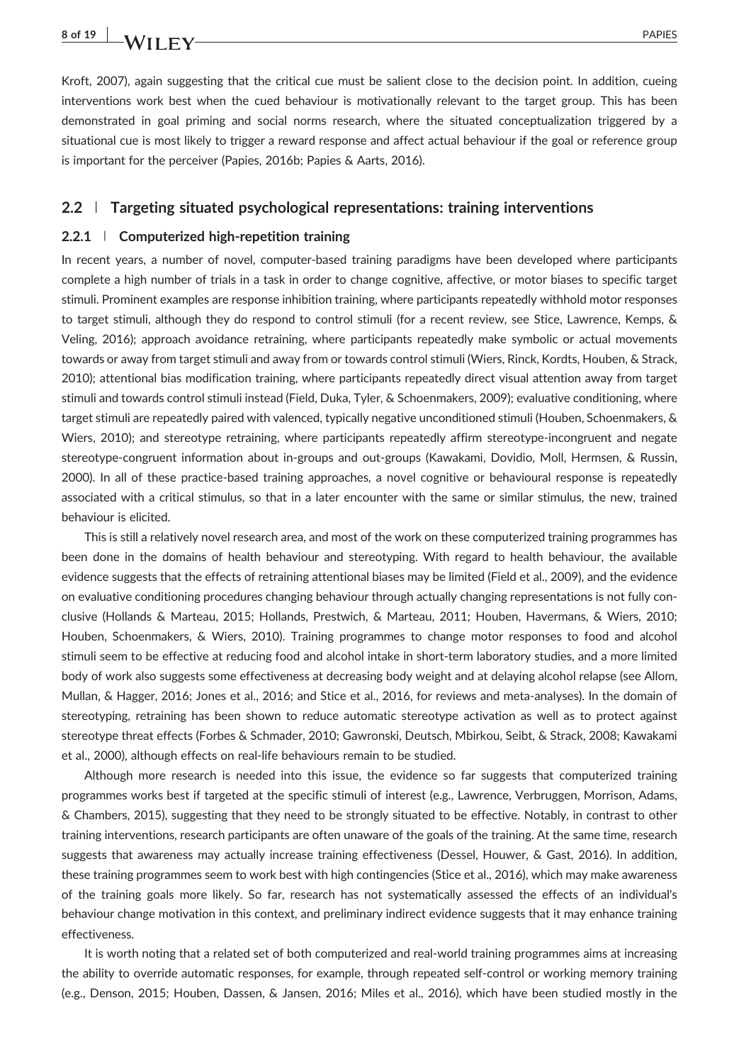Kroft, 2007), again suggesting that the critical cue must be salient close to the decision point. In addition, cueing interventions work best when the cued behaviour is motivationally relevant to the target group. This has been demonstrated in goal priming and social norms research, where the situated conceptualization triggered by a situational cue is most likely to trigger a reward response and affect actual behaviour if the goal or reference group is important for the perceiver (Papies, 2016b; Papies & Aarts, 2016).

## 2.2 | Targeting situated psychological representations: training interventions

### 2.2.1 | Computerized high-repetition training

In recent years, a number of novel, computer-based training paradigms have been developed where participants complete a high number of trials in a task in order to change cognitive, affective, or motor biases to specific target stimuli. Prominent examples are response inhibition training, where participants repeatedly withhold motor responses to target stimuli, although they do respond to control stimuli (for a recent review, see Stice, Lawrence, Kemps, & Veling, 2016); approach avoidance retraining, where participants repeatedly make symbolic or actual movements towards or away from target stimuli and away from or towards control stimuli (Wiers, Rinck, Kordts, Houben, & Strack, 2010); attentional bias modification training, where participants repeatedly direct visual attention away from target stimuli and towards control stimuli instead (Field, Duka, Tyler, & Schoenmakers, 2009); evaluative conditioning, where target stimuli are repeatedly paired with valenced, typically negative unconditioned stimuli (Houben, Schoenmakers, & Wiers, 2010); and stereotype retraining, where participants repeatedly affirm stereotype-incongruent and negate stereotype-congruent information about in-groups and out-groups (Kawakami, Dovidio, Moll, Hermsen, & Russin, 2000). In all of these practice-based training approaches, a novel cognitive or behavioural response is repeatedly associated with a critical stimulus, so that in a later encounter with the same or similar stimulus, the new, trained behaviour is elicited.

This is still a relatively novel research area, and most of the work on these computerized training programmes has been done in the domains of health behaviour and stereotyping. With regard to health behaviour, the available evidence suggests that the effects of retraining attentional biases may be limited (Field et al., 2009), and the evidence on evaluative conditioning procedures changing behaviour through actually changing representations is not fully conclusive (Hollands & Marteau, 2015; Hollands, Prestwich, & Marteau, 2011; Houben, Havermans, & Wiers, 2010; Houben, Schoenmakers, & Wiers, 2010). Training programmes to change motor responses to food and alcohol stimuli seem to be effective at reducing food and alcohol intake in short-term laboratory studies, and a more limited body of work also suggests some effectiveness at decreasing body weight and at delaying alcohol relapse (see Allom, Mullan, & Hagger, 2016; Jones et al., 2016; and Stice et al., 2016, for reviews and meta-analyses). In the domain of stereotyping, retraining has been shown to reduce automatic stereotype activation as well as to protect against stereotype threat effects (Forbes & Schmader, 2010; Gawronski, Deutsch, Mbirkou, Seibt, & Strack, 2008; Kawakami et al., 2000), although effects on real-life behaviours remain to be studied.

Although more research is needed into this issue, the evidence so far suggests that computerized training programmes works best if targeted at the specific stimuli of interest (e.g., Lawrence, Verbruggen, Morrison, Adams, & Chambers, 2015), suggesting that they need to be strongly situated to be effective. Notably, in contrast to other training interventions, research participants are often unaware of the goals of the training. At the same time, research suggests that awareness may actually increase training effectiveness (Dessel, Houwer, & Gast, 2016). In addition, these training programmes seem to work best with high contingencies (Stice et al., 2016), which may make awareness of the training goals more likely. So far, research has not systematically assessed the effects of an individual's behaviour change motivation in this context, and preliminary indirect evidence suggests that it may enhance training effectiveness.

It is worth noting that a related set of both computerized and real-world training programmes aims at increasing the ability to override automatic responses, for example, through repeated self-control or working memory training (e.g., Denson, 2015; Houben, Dassen, & Jansen, 2016; Miles et al., 2016), which have been studied mostly in the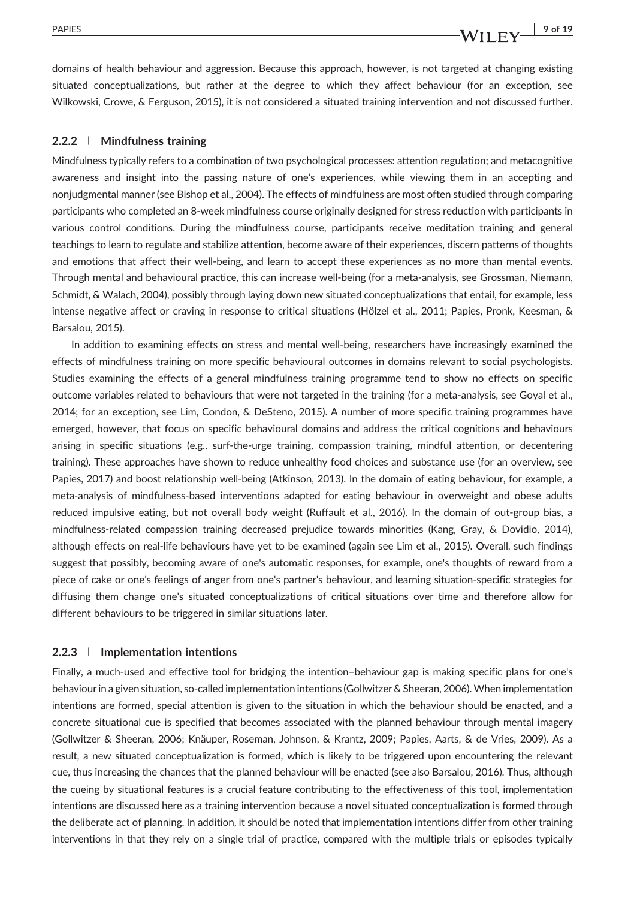domains of health behaviour and aggression. Because this approach, however, is not targeted at changing existing situated conceptualizations, but rather at the degree to which they affect behaviour (for an exception, see Wilkowski, Crowe, & Ferguson, 2015), it is not considered a situated training intervention and not discussed further.

### 2.2.2 | Mindfulness training

Mindfulness typically refers to a combination of two psychological processes: attention regulation; and metacognitive awareness and insight into the passing nature of one's experiences, while viewing them in an accepting and nonjudgmental manner (see Bishop et al., 2004). The effects of mindfulness are most often studied through comparing participants who completed an 8-week mindfulness course originally designed for stress reduction with participants in various control conditions. During the mindfulness course, participants receive meditation training and general teachings to learn to regulate and stabilize attention, become aware of their experiences, discern patterns of thoughts and emotions that affect their well-being, and learn to accept these experiences as no more than mental events. Through mental and behavioural practice, this can increase well-being (for a meta-analysis, see Grossman, Niemann, Schmidt, & Walach, 2004), possibly through laying down new situated conceptualizations that entail, for example, less intense negative affect or craving in response to critical situations (Hölzel et al., 2011; Papies, Pronk, Keesman, & Barsalou, 2015).

In addition to examining effects on stress and mental well-being, researchers have increasingly examined the effects of mindfulness training on more specific behavioural outcomes in domains relevant to social psychologists. Studies examining the effects of a general mindfulness training programme tend to show no effects on specific outcome variables related to behaviours that were not targeted in the training (for a meta-analysis, see Goyal et al., 2014; for an exception, see Lim, Condon, & DeSteno, 2015). A number of more specific training programmes have emerged, however, that focus on specific behavioural domains and address the critical cognitions and behaviours arising in specific situations (e.g., surf-the-urge training, compassion training, mindful attention, or decentering training). These approaches have shown to reduce unhealthy food choices and substance use (for an overview, see Papies, 2017) and boost relationship well-being (Atkinson, 2013). In the domain of eating behaviour, for example, a meta-analysis of mindfulness-based interventions adapted for eating behaviour in overweight and obese adults reduced impulsive eating, but not overall body weight (Ruffault et al., 2016). In the domain of out-group bias, a mindfulness-related compassion training decreased prejudice towards minorities (Kang, Gray, & Dovidio, 2014), although effects on real-life behaviours have yet to be examined (again see Lim et al., 2015). Overall, such findings suggest that possibly, becoming aware of one's automatic responses, for example, one's thoughts of reward from a piece of cake or one's feelings of anger from one's partner's behaviour, and learning situation-specific strategies for diffusing them change one's situated conceptualizations of critical situations over time and therefore allow for different behaviours to be triggered in similar situations later.

### 2.2.3 | Implementation intentions

Finally, a much-used and effective tool for bridging the intention–behaviour gap is making specific plans for one's behaviour in a given situation, so-called implementation intentions (Gollwitzer & Sheeran, 2006). When implementation intentions are formed, special attention is given to the situation in which the behaviour should be enacted, and a concrete situational cue is specified that becomes associated with the planned behaviour through mental imagery (Gollwitzer & Sheeran, 2006; Knäuper, Roseman, Johnson, & Krantz, 2009; Papies, Aarts, & de Vries, 2009). As a result, a new situated conceptualization is formed, which is likely to be triggered upon encountering the relevant cue, thus increasing the chances that the planned behaviour will be enacted (see also Barsalou, 2016). Thus, although the cueing by situational features is a crucial feature contributing to the effectiveness of this tool, implementation intentions are discussed here as a training intervention because a novel situated conceptualization is formed through the deliberate act of planning. In addition, it should be noted that implementation intentions differ from other training interventions in that they rely on a single trial of practice, compared with the multiple trials or episodes typically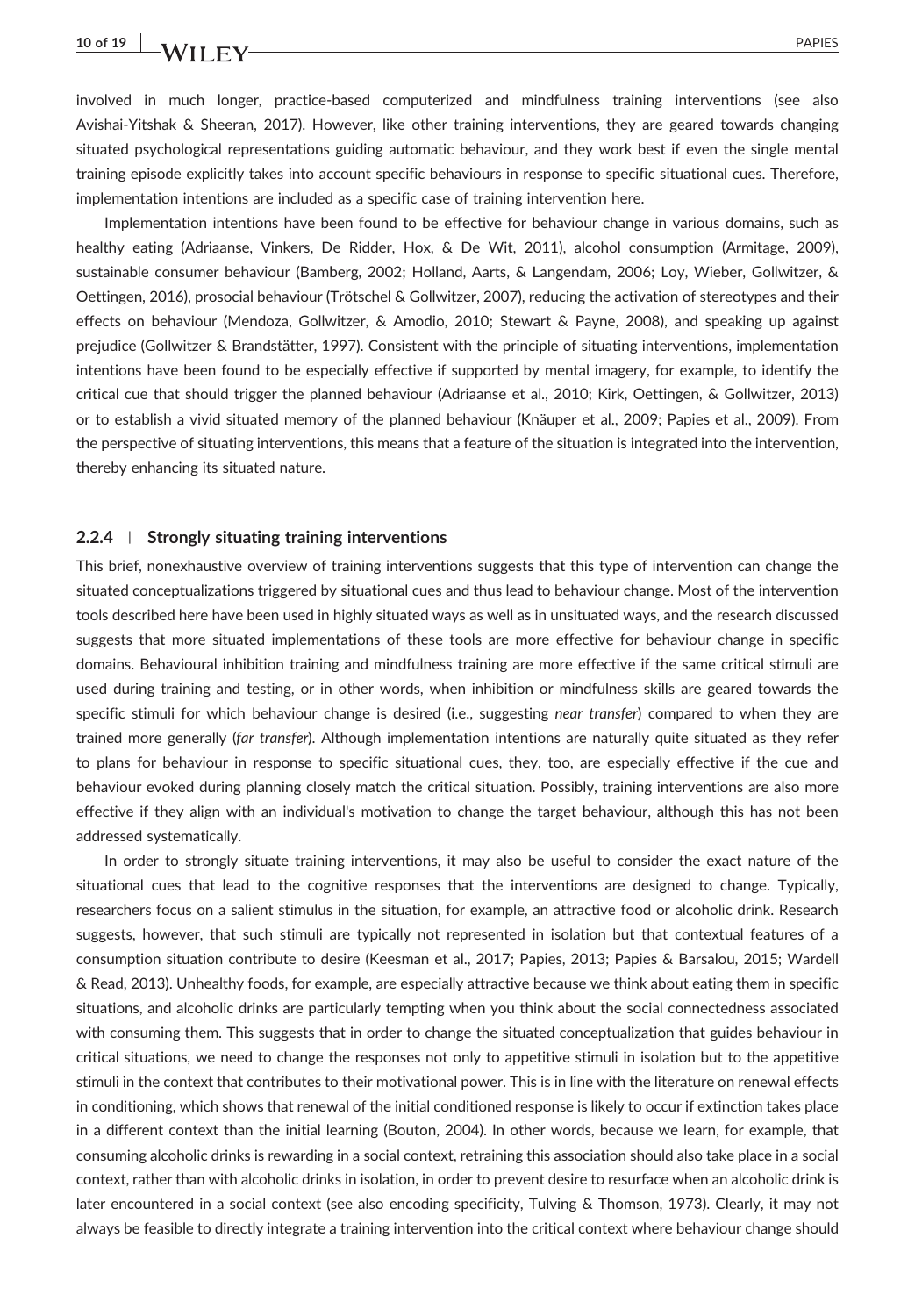involved in much longer, practice-based computerized and mindfulness training interventions (see also Avishai-Yitshak & Sheeran, 2017). However, like other training interventions, they are geared towards changing situated psychological representations guiding automatic behaviour, and they work best if even the single mental training episode explicitly takes into account specific behaviours in response to specific situational cues. Therefore, implementation intentions are included as a specific case of training intervention here.

Implementation intentions have been found to be effective for behaviour change in various domains, such as healthy eating (Adriaanse, Vinkers, De Ridder, Hox, & De Wit, 2011), alcohol consumption (Armitage, 2009), sustainable consumer behaviour (Bamberg, 2002; Holland, Aarts, & Langendam, 2006; Loy, Wieber, Gollwitzer, & Oettingen, 2016), prosocial behaviour (Trötschel & Gollwitzer, 2007), reducing the activation of stereotypes and their effects on behaviour (Mendoza, Gollwitzer, & Amodio, 2010; Stewart & Payne, 2008), and speaking up against prejudice (Gollwitzer & Brandstätter, 1997). Consistent with the principle of situating interventions, implementation intentions have been found to be especially effective if supported by mental imagery, for example, to identify the critical cue that should trigger the planned behaviour (Adriaanse et al., 2010; Kirk, Oettingen, & Gollwitzer, 2013) or to establish a vivid situated memory of the planned behaviour (Knäuper et al., 2009; Papies et al., 2009). From the perspective of situating interventions, this means that a feature of the situation is integrated into the intervention, thereby enhancing its situated nature.

### 2.2.4 | Strongly situating training interventions

This brief, nonexhaustive overview of training interventions suggests that this type of intervention can change the situated conceptualizations triggered by situational cues and thus lead to behaviour change. Most of the intervention tools described here have been used in highly situated ways as well as in unsituated ways, and the research discussed suggests that more situated implementations of these tools are more effective for behaviour change in specific domains. Behavioural inhibition training and mindfulness training are more effective if the same critical stimuli are used during training and testing, or in other words, when inhibition or mindfulness skills are geared towards the specific stimuli for which behaviour change is desired (i.e., suggesting *near transfer*) compared to when they are trained more generally (*far transfer*). Although implementation intentions are naturally quite situated as they refer to plans for behaviour in response to specific situational cues, they, too, are especially effective if the cue and behaviour evoked during planning closely match the critical situation. Possibly, training interventions are also more effective if they align with an individual's motivation to change the target behaviour, although this has not been addressed systematically.

In order to strongly situate training interventions, it may also be useful to consider the exact nature of the situational cues that lead to the cognitive responses that the interventions are designed to change. Typically, researchers focus on a salient stimulus in the situation, for example, an attractive food or alcoholic drink. Research suggests, however, that such stimuli are typically not represented in isolation but that contextual features of a consumption situation contribute to desire (Keesman et al., 2017; Papies, 2013; Papies & Barsalou, 2015; Wardell & Read, 2013). Unhealthy foods, for example, are especially attractive because we think about eating them in specific situations, and alcoholic drinks are particularly tempting when you think about the social connectedness associated with consuming them. This suggests that in order to change the situated conceptualization that guides behaviour in critical situations, we need to change the responses not only to appetitive stimuli in isolation but to the appetitive stimuli in the context that contributes to their motivational power. This is in line with the literature on renewal effects in conditioning, which shows that renewal of the initial conditioned response is likely to occur if extinction takes place in a different context than the initial learning (Bouton, 2004). In other words, because we learn, for example, that consuming alcoholic drinks is rewarding in a social context, retraining this association should also take place in a social context, rather than with alcoholic drinks in isolation, in order to prevent desire to resurface when an alcoholic drink is later encountered in a social context (see also encoding specificity, Tulving & Thomson, 1973). Clearly, it may not always be feasible to directly integrate a training intervention into the critical context where behaviour change should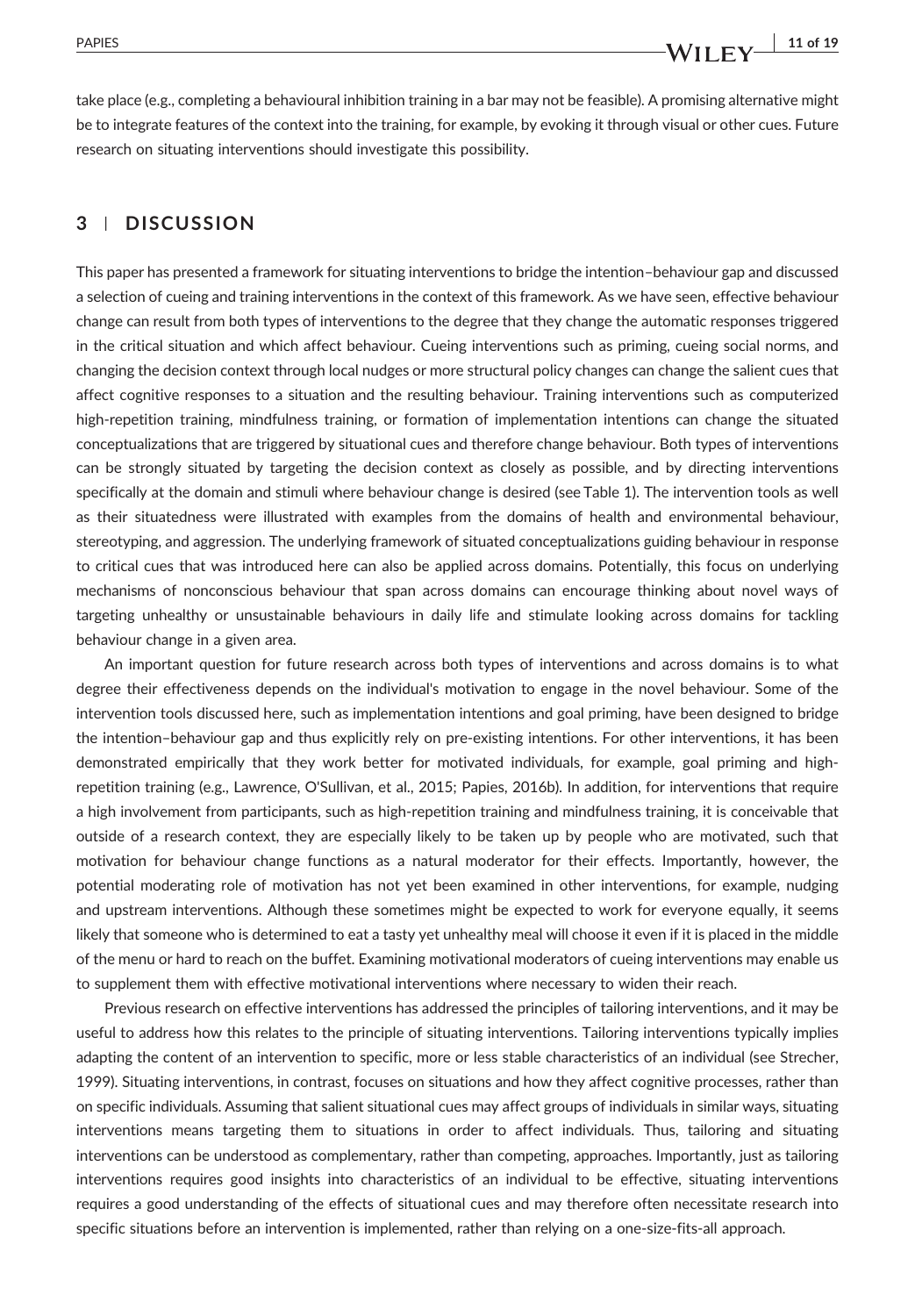take place (e.g., completing a behavioural inhibition training in a bar may not be feasible). A promising alternative might be to integrate features of the context into the training, for example, by evoking it through visual or other cues. Future research on situating interventions should investigate this possibility.

## 3 | DISCUSSION

This paper has presented a framework for situating interventions to bridge the intention–behaviour gap and discussed a selection of cueing and training interventions in the context of this framework. As we have seen, effective behaviour change can result from both types of interventions to the degree that they change the automatic responses triggered in the critical situation and which affect behaviour. Cueing interventions such as priming, cueing social norms, and changing the decision context through local nudges or more structural policy changes can change the salient cues that affect cognitive responses to a situation and the resulting behaviour. Training interventions such as computerized high-repetition training, mindfulness training, or formation of implementation intentions can change the situated conceptualizations that are triggered by situational cues and therefore change behaviour. Both types of interventions can be strongly situated by targeting the decision context as closely as possible, and by directing interventions specifically at the domain and stimuli where behaviour change is desired (see Table 1). The intervention tools as well as their situatedness were illustrated with examples from the domains of health and environmental behaviour, stereotyping, and aggression. The underlying framework of situated conceptualizations guiding behaviour in response to critical cues that was introduced here can also be applied across domains. Potentially, this focus on underlying mechanisms of nonconscious behaviour that span across domains can encourage thinking about novel ways of targeting unhealthy or unsustainable behaviours in daily life and stimulate looking across domains for tackling behaviour change in a given area.

An important question for future research across both types of interventions and across domains is to what degree their effectiveness depends on the individual's motivation to engage in the novel behaviour. Some of the intervention tools discussed here, such as implementation intentions and goal priming, have been designed to bridge the intention–behaviour gap and thus explicitly rely on pre-existing intentions. For other interventions, it has been demonstrated empirically that they work better for motivated individuals, for example, goal priming and high-repetition training (e.g., Lawrence, O'Sullivan, et al., 2015; Papies, 2016b). In addition, for interventions that require a high involvement from participants, such as high-repetition training and mindfulness training, it is conceivable that outside of a research context, they are especially likely to be taken up by people who are motivated, such that motivation for behaviour change functions as a natural moderator for their effects. Importantly, however, the potential moderating role of motivation has not yet been examined in other interventions, for example, nudging and upstream interventions. Although these sometimes might be expected to work for everyone equally, it seems likely that someone who is determined to eat a tasty yet unhealthy meal will choose it even if it is placed in the middle of the menu or hard to reach on the buffet. Examining motivational moderators of cueing interventions may enable us to supplement them with effective motivational interventions where necessary to widen their reach.

Previous research on effective interventions has addressed the principles of tailoring interventions, and it may be useful to address how this relates to the principle of situating interventions. Tailoring interventions typically implies adapting the content of an intervention to specific, more or less stable characteristics of an individual (see Strecher, 1999). Situating interventions, in contrast, focuses on situations and how they affect cognitive processes, rather than on specific individuals. Assuming that salient situational cues may affect groups of individuals in similar ways, situating interventions means targeting them to situations in order to affect individuals. Thus, tailoring and situating interventions can be understood as complementary, rather than competing, approaches. Importantly, just as tailoring interventions requires good insights into characteristics of an individual to be effective, situating interventions requires a good understanding of the effects of situational cues and may therefore often necessitate research into specific situations before an intervention is implemented, rather than relying on a one-size-fits-all approach.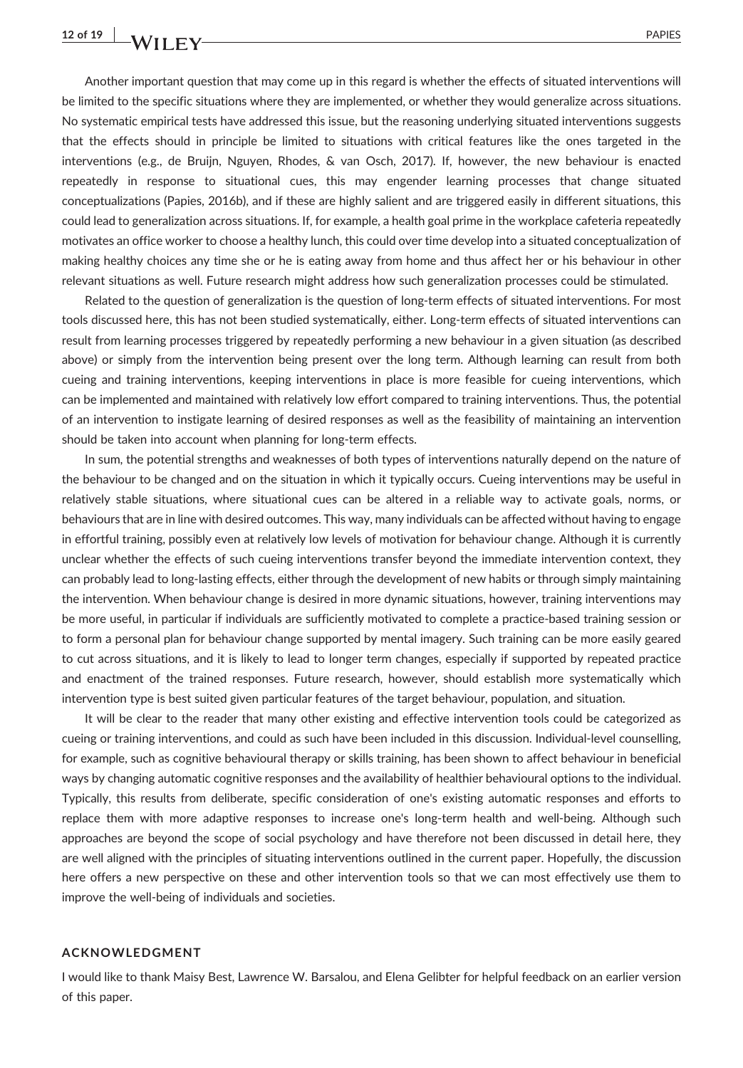Another important question that may come up in this regard is whether the effects of situated interventions will be limited to the specific situations where they are implemented, or whether they would generalize across situations. No systematic empirical tests have addressed this issue, but the reasoning underlying situated interventions suggests that the effects should in principle be limited to situations with critical features like the ones targeted in the interventions (e.g., de Bruijn, Nguyen, Rhodes, & van Osch, 2017). If, however, the new behaviour is enacted repeatedly in response to situational cues, this may engender learning processes that change situated conceptualizations (Papies, 2016b), and if these are highly salient and are triggered easily in different situations, this could lead to generalization across situations. If, for example, a health goal prime in the workplace cafeteria repeatedly motivates an office worker to choose a healthy lunch, this could over time develop into a situated conceptualization of making healthy choices any time she or he is eating away from home and thus affect her or his behaviour in other relevant situations as well. Future research might address how such generalization processes could be stimulated.

Related to the question of generalization is the question of long-term effects of situated interventions. For most tools discussed here, this has not been studied systematically, either. Long-term effects of situated interventions can result from learning processes triggered by repeatedly performing a new behaviour in a given situation (as described above) or simply from the intervention being present over the long term. Although learning can result from both cueing and training interventions, keeping interventions in place is more feasible for cueing interventions, which can be implemented and maintained with relatively low effort compared to training interventions. Thus, the potential of an intervention to instigate learning of desired responses as well as the feasibility of maintaining an intervention should be taken into account when planning for long-term effects.

In sum, the potential strengths and weaknesses of both types of interventions naturally depend on the nature of the behaviour to be changed and on the situation in which it typically occurs. Cueing interventions may be useful in relatively stable situations, where situational cues can be altered in a reliable way to activate goals, norms, or behaviours that are in line with desired outcomes. This way, many individuals can be affected without having to engage in effortful training, possibly even at relatively low levels of motivation for behaviour change. Although it is currently unclear whether the effects of such cueing interventions transfer beyond the immediate intervention context, they can probably lead to long-lasting effects, either through the development of new habits or through simply maintaining the intervention. When behaviour change is desired in more dynamic situations, however, training interventions may be more useful, in particular if individuals are sufficiently motivated to complete a practice-based training session or to form a personal plan for behaviour change supported by mental imagery. Such training can be more easily geared to cut across situations, and it is likely to lead to longer term changes, especially if supported by repeated practice and enactment of the trained responses. Future research, however, should establish more systematically which intervention type is best suited given particular features of the target behaviour, population, and situation.

It will be clear to the reader that many other existing and effective intervention tools could be categorized as cueing or training interventions, and could as such have been included in this discussion. Individual-level counselling, for example, such as cognitive behavioural therapy or skills training, has been shown to affect behaviour in beneficial ways by changing automatic cognitive responses and the availability of healthier behavioural options to the individual. Typically, this results from deliberate, specific consideration of one's existing automatic responses and efforts to replace them with more adaptive responses to increase one's long-term health and well-being. Although such approaches are beyond the scope of social psychology and have therefore not been discussed in detail here, they are well aligned with the principles of situating interventions outlined in the current paper. Hopefully, the discussion here offers a new perspective on these and other intervention tools so that we can most effectively use them to improve the well-being of individuals and societies.

## ACKNOWLEDGMENT

I would like to thank Maisy Best, Lawrence W. Barsalou, and Elena Gelibter for helpful feedback on an earlier version of this paper.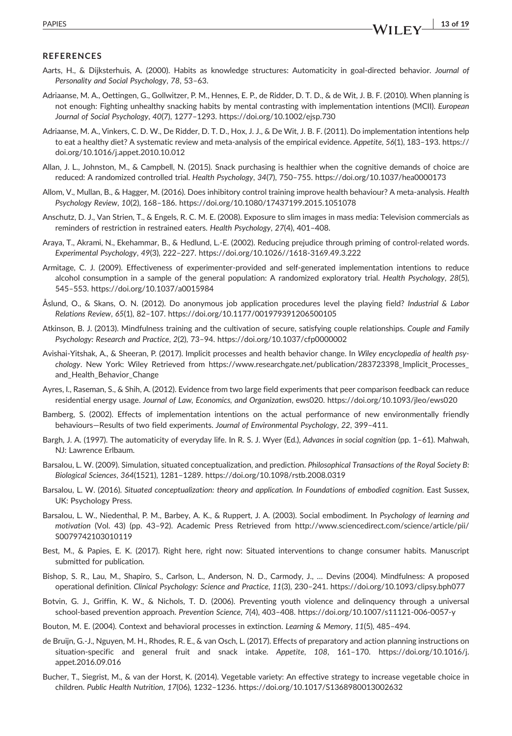## REFERENCES

Aarts, H., & Dijksterhuis, A. (2000). Habits as knowledge structures: Automaticity in goal-directed behavior. *Journal of Personality and Social Psychology*, *78*, 53–63.

Adriaanse, M. A., Oettingen, G., Gollwitzer, P. M., Hennes, E. P., de Ridder, D. T. D., & de Wit, J. B. F. (2010). When planning is not enough: Fighting unhealthy snacking habits by mental contrasting with implementation intentions (MCII). *European Journal of Social Psychology*, *40*(7), 1277–1293. https://doi.org/10.1002/ejsp.730

Adriaanse, M. A., Vinkers, C. D. W., De Ridder, D. T. D., Hox, J. J., & De Wit, J. B. F. (2011). Do implementation intentions help to eat a healthy diet? A systematic review and meta-analysis of the empirical evidence. *Appetite*, *56*(1), 183–193. https://doi.org/10.1016/j.appet.2010.10.012

Allan, J. L., Johnston, M., & Campbell, N. (2015). Snack purchasing is healthier when the cognitive demands of choice are reduced: A randomized controlled trial. *Health Psychology*, *34*(7), 750–755. https://doi.org/10.1037/hea0000173

Allom, V., Mullan, B., & Hagger, M. (2016). Does inhibitory control training improve health behaviour? A meta-analysis. *Health Psychology Review*, *10*(2), 168–186. https://doi.org/10.1080/17437199.2015.1051078

Anschutz, D. J., Van Strien, T., & Engels, R. C. M. E. (2008). Exposure to slim images in mass media: Television commercials as reminders of restriction in restrained eaters. *Health Psychology*, *27*(4), 401–408.

Araya, T., Akrami, N., Ekehammar, B., & Hedlund, L.-E. (2002). Reducing prejudice through priming of control-related words. *Experimental Psychology*, *49*(3), 222–227. https://doi.org/10.1026//1618-3169.49.3.222

Armitage, C. J. (2009). Effectiveness of experimenter-provided and self-generated implementation intentions to reduce alcohol consumption in a sample of the general population: A randomized exploratory trial. *Health Psychology*, *28*(5), 545–553. https://doi.org/10.1037/a0015984

Åslund, O., & Skans, O. N. (2012). Do anonymous job application procedures level the playing field? *Industrial & Labor Relations Review*, *65*(1), 82–107. https://doi.org/10.1177/001979391206500105

Atkinson, B. J. (2013). Mindfulness training and the cultivation of secure, satisfying couple relationships. *Couple and Family Psychology: Research and Practice*, *2*(2), 73–94. https://doi.org/10.1037/cfp0000002

Avishai-Yitshak, A., & Sheeran, P. (2017). Implicit processes and health behavior change. In *Wiley encyclopedia of health psychology*. New York: Wiley Retrieved from https://www.researchgate.net/publication/283723398_Implicit_Processes_and_Health_Behavior_Change

Ayres, I., Raseman, S., & Shih, A. (2012). Evidence from two large field experiments that peer comparison feedback can reduce residential energy usage. *Journal of Law, Economics, and Organization*, ews020. https://doi.org/10.1093/jleo/ews020

Bamberg, S. (2002). Effects of implementation intentions on the actual performance of new environmentally friendly behaviours—Results of two field experiments. *Journal of Environmental Psychology*, *22*, 399–411.

Bargh, J. A. (1997). The automaticity of everyday life. In R. S. J. Wyer (Ed.), *Advances in social cognition* (pp. 1–61). Mahwah, NJ: Lawrence Erlbaum.

Barsalou, L. W. (2009). Simulation, situated conceptualization, and prediction. *Philosophical Transactions of the Royal Society B: Biological Sciences*, *364*(1521), 1281–1289. https://doi.org/10.1098/rstb.2008.0319

Barsalou, L. W. (2016). *Situated conceptualization: theory and application. In Foundations of embodied cognition*. East Sussex, UK: Psychology Press.

Barsalou, L. W., Niedenthal, P. M., Barbey, A. K., & Ruppert, J. A. (2003). Social embodiment. In *Psychology of learning and motivation* (Vol. 43) (pp. 43–92). Academic Press Retrieved from http://www.sciencedirect.com/science/article/pii/S0079742103010119

Best, M., & Papies, E. K. (2017). Right here, right now: Situated interventions to change consumer habits. Manuscript submitted for publication.

Bishop, S. R., Lau, M., Shapiro, S., Carlson, L., Anderson, N. D., Carmody, J., … Devins (2004). Mindfulness: A proposed operational definition. *Clinical Psychology: Science and Practice*, *11*(3), 230–241. https://doi.org/10.1093/clipsy.bph077

Botvin, G. J., Griffin, K. W., & Nichols, T. D. (2006). Preventing youth violence and delinquency through a universal school-based prevention approach. *Prevention Science*, *7*(4), 403–408. https://doi.org/10.1007/s11121-006-0057-y

Bouton, M. E. (2004). Context and behavioral processes in extinction. *Learning & Memory*, *11*(5), 485–494.

de Bruijn, G.-J., Nguyen, M. H., Rhodes, R. E., & van Osch, L. (2017). Effects of preparatory and action planning instructions on situation-specific and general fruit and snack intake. *Appetite*, *108*, 161–170. https://doi.org/10.1016/j.appet.2016.09.016

Bucher, T., Siegrist, M., & van der Horst, K. (2014). Vegetable variety: An effective strategy to increase vegetable choice in children. *Public Health Nutrition*, *17*(06), 1232–1236. https://doi.org/10.1017/S1368980013002632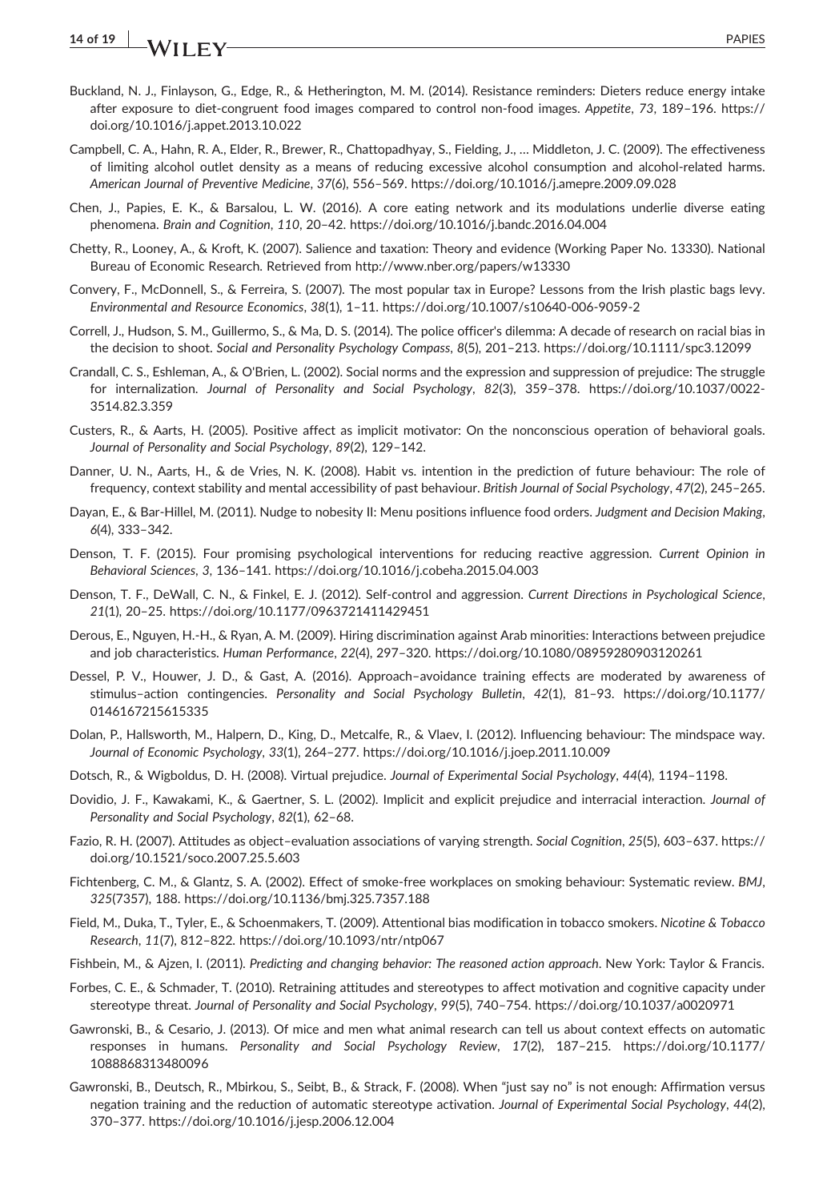Buckland, N. J., Finlayson, G., Edge, R., & Hetherington, M. M. (2014). Resistance reminders: Dieters reduce energy intake after exposure to diet-congruent food images compared to control non-food images. *Appetite*, *73*, 189–196. https://doi.org/10.1016/j.appet.2013.10.022

Campbell, C. A., Hahn, R. A., Elder, R., Brewer, R., Chattopadhyay, S., Fielding, J., … Middleton, J. C. (2009). The effectiveness of limiting alcohol outlet density as a means of reducing excessive alcohol consumption and alcohol-related harms. *American Journal of Preventive Medicine*, *37*(6), 556–569. https://doi.org/10.1016/j.amepre.2009.09.028

Chen, J., Papies, E. K., & Barsalou, L. W. (2016). A core eating network and its modulations underlie diverse eating phenomena. *Brain and Cognition*, *110*, 20–42. https://doi.org/10.1016/j.bandc.2016.04.004

Chetty, R., Looney, A., & Kroft, K. (2007). Salience and taxation: Theory and evidence (Working Paper No. 13330). National Bureau of Economic Research. Retrieved from http://www.nber.org/papers/w13330

Convery, F., McDonnell, S., & Ferreira, S. (2007). The most popular tax in Europe? Lessons from the Irish plastic bags levy. *Environmental and Resource Economics*, *38*(1), 1–11. https://doi.org/10.1007/s10640-006-9059-2

Correll, J., Hudson, S. M., Guillermo, S., & Ma, D. S. (2014). The police officer's dilemma: A decade of research on racial bias in the decision to shoot. *Social and Personality Psychology Compass*, *8*(5), 201–213. https://doi.org/10.1111/spc3.12099

Crandall, C. S., Eshleman, A., & O'Brien, L. (2002). Social norms and the expression and suppression of prejudice: The struggle for internalization. *Journal of Personality and Social Psychology*, *82*(3), 359–378. https://doi.org/10.1037/0022-3514.82.3.359

Custers, R., & Aarts, H. (2005). Positive affect as implicit motivator: On the nonconscious operation of behavioral goals. *Journal of Personality and Social Psychology*, *89*(2), 129–142.

Danner, U. N., Aarts, H., & de Vries, N. K. (2008). Habit vs. intention in the prediction of future behaviour: The role of frequency, context stability and mental accessibility of past behaviour. *British Journal of Social Psychology*, *47*(2), 245–265.

Dayan, E., & Bar-Hillel, M. (2011). Nudge to nobesity II: Menu positions influence food orders. *Judgment and Decision Making*, *6*(4), 333–342.

Denson, T. F. (2015). Four promising psychological interventions for reducing reactive aggression. *Current Opinion in Behavioral Sciences*, *3*, 136–141. https://doi.org/10.1016/j.cobeha.2015.04.003

Denson, T. F., DeWall, C. N., & Finkel, E. J. (2012). Self-control and aggression. *Current Directions in Psychological Science*, *21*(1), 20–25. https://doi.org/10.1177/0963721411429451

Derous, E., Nguyen, H.-H., & Ryan, A. M. (2009). Hiring discrimination against Arab minorities: Interactions between prejudice and job characteristics. *Human Performance*, *22*(4), 297–320. https://doi.org/10.1080/08959280903120261

Dessel, P. V., Houwer, J. D., & Gast, A. (2016). Approach–avoidance training effects are moderated by awareness of stimulus–action contingencies. *Personality and Social Psychology Bulletin*, *42*(1), 81–93. https://doi.org/10.1177/0146167215615335

Dolan, P., Hallsworth, M., Halpern, D., King, D., Metcalfe, R., & Vlaev, I. (2012). Influencing behaviour: The mindspace way. *Journal of Economic Psychology*, *33*(1), 264–277. https://doi.org/10.1016/j.joep.2011.10.009

Dotsch, R., & Wigboldus, D. H. (2008). Virtual prejudice. *Journal of Experimental Social Psychology*, *44*(4), 1194–1198.

Dovidio, J. F., Kawakami, K., & Gaertner, S. L. (2002). Implicit and explicit prejudice and interracial interaction. *Journal of Personality and Social Psychology*, *82*(1), 62–68.

Fazio, R. H. (2007). Attitudes as object–evaluation associations of varying strength. *Social Cognition*, *25*(5), 603–637. https://doi.org/10.1521/soco.2007.25.5.603

Fichtenberg, C. M., & Glantz, S. A. (2002). Effect of smoke-free workplaces on smoking behaviour: Systematic review. *BMJ*, *325*(7357), 188. https://doi.org/10.1136/bmj.325.7357.188

Field, M., Duka, T., Tyler, E., & Schoenmakers, T. (2009). Attentional bias modification in tobacco smokers. *Nicotine & Tobacco Research*, *11*(7), 812–822. https://doi.org/10.1093/ntr/ntp067

Fishbein, M., & Ajzen, I. (2011). *Predicting and changing behavior: The reasoned action approach*. New York: Taylor & Francis.

Forbes, C. E., & Schmader, T. (2010). Retraining attitudes and stereotypes to affect motivation and cognitive capacity under stereotype threat. *Journal of Personality and Social Psychology*, *99*(5), 740–754. https://doi.org/10.1037/a0020971

Gawronski, B., & Cesario, J. (2013). Of mice and men what animal research can tell us about context effects on automatic responses in humans. *Personality and Social Psychology Review*, *17*(2), 187–215. https://doi.org/10.1177/1088868313480096

Gawronski, B., Deutsch, R., Mbirkou, S., Seibt, B., & Strack, F. (2008). When "just say no" is not enough: Affirmation versus negation training and the reduction of automatic stereotype activation. *Journal of Experimental Social Psychology*, *44*(2), 370–377. https://doi.org/10.1016/j.jesp.2006.12.004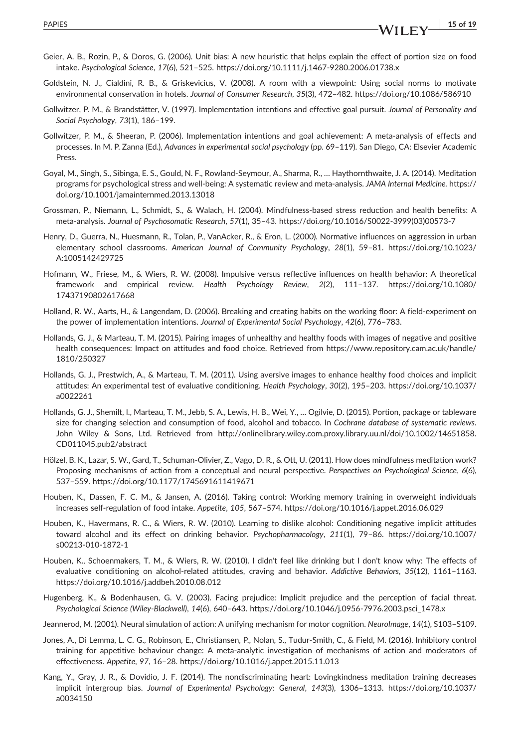Geier, A. B., Rozin, P., & Doros, G. (2006). Unit bias: A new heuristic that helps explain the effect of portion size on food intake. *Psychological Science*, *17*(6), 521–525. https://doi.org/10.1111/j.1467-9280.2006.01738.x

Goldstein, N. J., Cialdini, R. B., & Griskevicius, V. (2008). A room with a viewpoint: Using social norms to motivate environmental conservation in hotels. *Journal of Consumer Research*, *35*(3), 472–482. https://doi.org/10.1086/586910

Gollwitzer, P. M., & Brandstätter, V. (1997). Implementation intentions and effective goal pursuit. *Journal of Personality and Social Psychology*, *73*(1), 186–199.

Gollwitzer, P. M., & Sheeran, P. (2006). Implementation intentions and goal achievement: A meta-analysis of effects and processes. In M. P. Zanna (Ed.), *Advances in experimental social psychology* (pp. 69–119). San Diego, CA: Elsevier Academic Press.

Goyal, M., Singh, S., Sibinga, E. S., Gould, N. F., Rowland-Seymour, A., Sharma, R., … Haythornthwaite, J. A. (2014). Meditation programs for psychological stress and well-being: A systematic review and meta-analysis. *JAMA Internal Medicine*. https://doi.org/10.1001/jamainternmed.2013.13018

Grossman, P., Niemann, L., Schmidt, S., & Walach, H. (2004). Mindfulness-based stress reduction and health benefits: A meta-analysis. *Journal of Psychosomatic Research*, *57*(1), 35–43. https://doi.org/10.1016/S0022-3999(03)00573-7

Henry, D., Guerra, N., Huesmann, R., Tolan, P., VanAcker, R., & Eron, L. (2000). Normative influences on aggression in urban elementary school classrooms. *American Journal of Community Psychology*, *28*(1), 59–81. https://doi.org/10.1023/A:1005142429725

Hofmann, W., Friese, M., & Wiers, R. W. (2008). Impulsive versus reflective influences on health behavior: A theoretical framework and empirical review. *Health Psychology Review*, *2*(2), 111–137. https://doi.org/10.1080/17437190802617668

Holland, R. W., Aarts, H., & Langendam, D. (2006). Breaking and creating habits on the working floor: A field-experiment on the power of implementation intentions. *Journal of Experimental Social Psychology*, *42*(6), 776–783.

Hollands, G. J., & Marteau, T. M. (2015). Pairing images of unhealthy and healthy foods with images of negative and positive health consequences: Impact on attitudes and food choice. Retrieved from https://www.repository.cam.ac.uk/handle/1810/250327

Hollands, G. J., Prestwich, A., & Marteau, T. M. (2011). Using aversive images to enhance healthy food choices and implicit attitudes: An experimental test of evaluative conditioning. *Health Psychology*, *30*(2), 195–203. https://doi.org/10.1037/a0022261

Hollands, G. J., Shemilt, I., Marteau, T. M., Jebb, S. A., Lewis, H. B., Wei, Y., … Ogilvie, D. (2015). Portion, package or tableware size for changing selection and consumption of food, alcohol and tobacco. In *Cochrane database of systematic reviews*. John Wiley & Sons, Ltd. Retrieved from http://onlinelibrary.wiley.com.proxy.library.uu.nl/doi/10.1002/14651858.CD011045.pub2/abstract

Hölzel, B. K., Lazar, S. W., Gard, T., Schuman-Olivier, Z., Vago, D. R., & Ott, U. (2011). How does mindfulness meditation work? Proposing mechanisms of action from a conceptual and neural perspective. *Perspectives on Psychological Science*, *6*(6), 537–559. https://doi.org/10.1177/1745691611419671

Houben, K., Dassen, F. C. M., & Jansen, A. (2016). Taking control: Working memory training in overweight individuals increases self-regulation of food intake. *Appetite*, *105*, 567–574. https://doi.org/10.1016/j.appet.2016.06.029

Houben, K., Havermans, R. C., & Wiers, R. W. (2010). Learning to dislike alcohol: Conditioning negative implicit attitudes toward alcohol and its effect on drinking behavior. *Psychopharmacology*, *211*(1), 79–86. https://doi.org/10.1007/s00213-010-1872-1

Houben, K., Schoenmakers, T. M., & Wiers, R. W. (2010). I didn't feel like drinking but I don't know why: The effects of evaluative conditioning on alcohol-related attitudes, craving and behavior. *Addictive Behaviors*, *35*(12), 1161–1163. https://doi.org/10.1016/j.addbeh.2010.08.012

Hugenberg, K., & Bodenhausen, G. V. (2003). Facing prejudice: Implicit prejudice and the perception of facial threat. *Psychological Science (Wiley-Blackwell)*, *14*(6), 640–643. https://doi.org/10.1046/j.0956-7976.2003.psci_1478.x

Jeannerod, M. (2001). Neural simulation of action: A unifying mechanism for motor cognition. *NeuroImage*, *14*(1), S103–S109.

Jones, A., Di Lemma, L. C. G., Robinson, E., Christiansen, P., Nolan, S., Tudur-Smith, C., & Field, M. (2016). Inhibitory control training for appetitive behaviour change: A meta-analytic investigation of mechanisms of action and moderators of effectiveness. *Appetite*, *97*, 16–28. https://doi.org/10.1016/j.appet.2015.11.013

Kang, Y., Gray, J. R., & Dovidio, J. F. (2014). The nondiscriminating heart: Lovingkindness meditation training decreases implicit intergroup bias. *Journal of Experimental Psychology: General*, *143*(3), 1306–1313. https://doi.org/10.1037/a0034150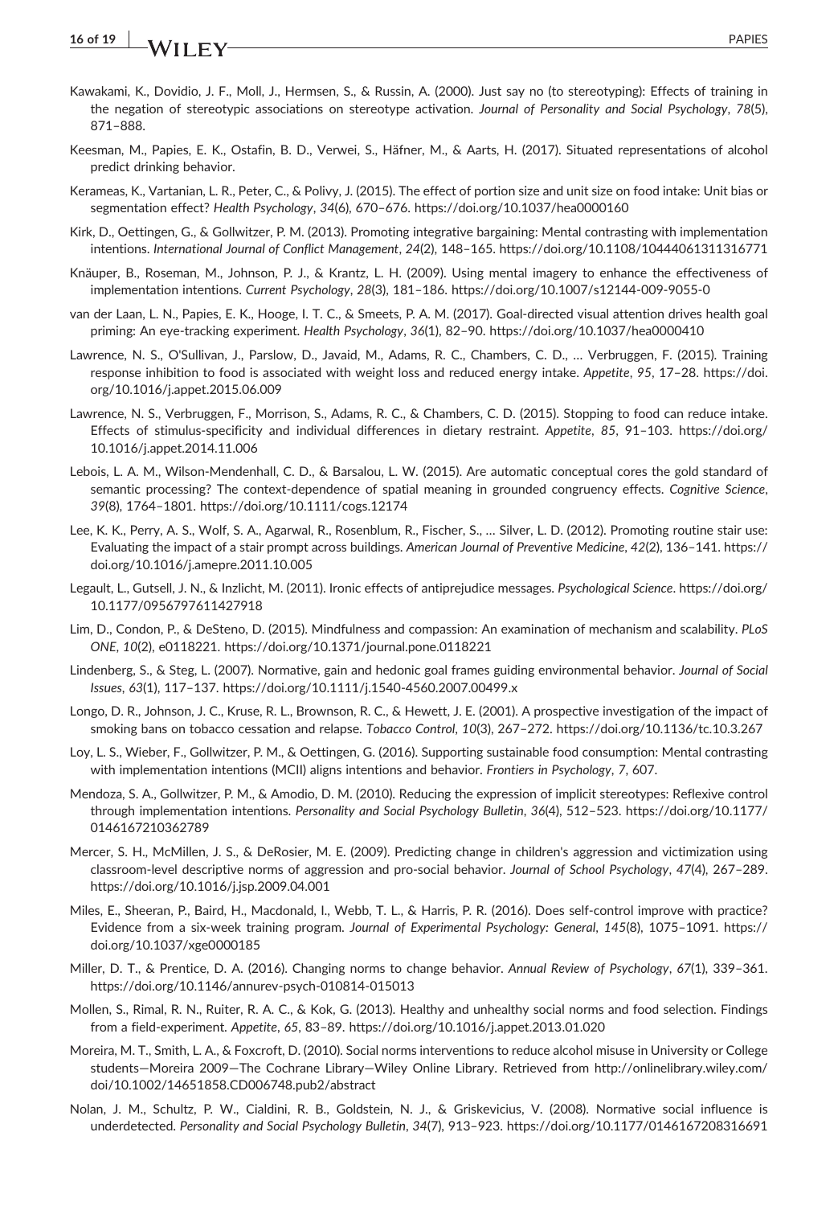Kawakami, K., Dovidio, J. F., Moll, J., Hermsen, S., & Russin, A. (2000). Just say no (to stereotyping): Effects of training in the negation of stereotypic associations on stereotype activation. *Journal of Personality and Social Psychology*, *78*(5), 871–888.

Keesman, M., Papies, E. K., Ostafin, B. D., Verwei, S., Häfner, M., & Aarts, H. (2017). Situated representations of alcohol predict drinking behavior.

Kerameas, K., Vartanian, L. R., Peter, C., & Polivy, J. (2015). The effect of portion size and unit size on food intake: Unit bias or segmentation effect? *Health Psychology*, *34*(6), 670–676. https://doi.org/10.1037/hea0000160

Kirk, D., Oettingen, G., & Gollwitzer, P. M. (2013). Promoting integrative bargaining: Mental contrasting with implementation intentions. *International Journal of Conflict Management*, *24*(2), 148–165. https://doi.org/10.1108/10444061311316771

Knäuper, B., Roseman, M., Johnson, P. J., & Krantz, L. H. (2009). Using mental imagery to enhance the effectiveness of implementation intentions. *Current Psychology*, *28*(3), 181–186. https://doi.org/10.1007/s12144-009-9055-0

van der Laan, L. N., Papies, E. K., Hooge, I. T. C., & Smeets, P. A. M. (2017). Goal-directed visual attention drives health goal priming: An eye-tracking experiment. *Health Psychology*, *36*(1), 82–90. https://doi.org/10.1037/hea0000410

Lawrence, N. S., O'Sullivan, J., Parslow, D., Javaid, M., Adams, R. C., Chambers, C. D., … Verbruggen, F. (2015). Training response inhibition to food is associated with weight loss and reduced energy intake. *Appetite*, *95*, 17–28. https://doi.org/10.1016/j.appet.2015.06.009

Lawrence, N. S., Verbruggen, F., Morrison, S., Adams, R. C., & Chambers, C. D. (2015). Stopping to food can reduce intake. Effects of stimulus-specificity and individual differences in dietary restraint. *Appetite*, *85*, 91–103. https://doi.org/10.1016/j.appet.2014.11.006

Lebois, L. A. M., Wilson-Mendenhall, C. D., & Barsalou, L. W. (2015). Are automatic conceptual cores the gold standard of semantic processing? The context-dependence of spatial meaning in grounded congruency effects. *Cognitive Science*, *39*(8), 1764–1801. https://doi.org/10.1111/cogs.12174

Lee, K. K., Perry, A. S., Wolf, S. A., Agarwal, R., Rosenblum, R., Fischer, S., … Silver, L. D. (2012). Promoting routine stair use: Evaluating the impact of a stair prompt across buildings. *American Journal of Preventive Medicine*, *42*(2), 136–141. https://doi.org/10.1016/j.amepre.2011.10.005

Legault, L., Gutsell, J. N., & Inzlicht, M. (2011). Ironic effects of antiprejudice messages. *Psychological Science*. https://doi.org/10.1177/0956797611427918

Lim, D., Condon, P., & DeSteno, D. (2015). Mindfulness and compassion: An examination of mechanism and scalability. *PLoS ONE*, *10*(2), e0118221. https://doi.org/10.1371/journal.pone.0118221

Lindenberg, S., & Steg, L. (2007). Normative, gain and hedonic goal frames guiding environmental behavior. *Journal of Social Issues*, *63*(1), 117–137. https://doi.org/10.1111/j.1540-4560.2007.00499.x

Longo, D. R., Johnson, J. C., Kruse, R. L., Brownson, R. C., & Hewett, J. E. (2001). A prospective investigation of the impact of smoking bans on tobacco cessation and relapse. *Tobacco Control*, *10*(3), 267–272. https://doi.org/10.1136/tc.10.3.267

Loy, L. S., Wieber, F., Gollwitzer, P. M., & Oettingen, G. (2016). Supporting sustainable food consumption: Mental contrasting with implementation intentions (MCII) aligns intentions and behavior. *Frontiers in Psychology*, *7*, 607.

Mendoza, S. A., Gollwitzer, P. M., & Amodio, D. M. (2010). Reducing the expression of implicit stereotypes: Reflexive control through implementation intentions. *Personality and Social Psychology Bulletin*, *36*(4), 512–523. https://doi.org/10.1177/0146167210362789

Mercer, S. H., McMillen, J. S., & DeRosier, M. E. (2009). Predicting change in children's aggression and victimization using classroom-level descriptive norms of aggression and pro-social behavior. *Journal of School Psychology*, *47*(4), 267–289. https://doi.org/10.1016/j.jsp.2009.04.001

Miles, E., Sheeran, P., Baird, H., Macdonald, I., Webb, T. L., & Harris, P. R. (2016). Does self-control improve with practice? Evidence from a six-week training program. *Journal of Experimental Psychology: General*, *145*(8), 1075–1091. https://doi.org/10.1037/xge0000185

Miller, D. T., & Prentice, D. A. (2016). Changing norms to change behavior. *Annual Review of Psychology*, *67*(1), 339–361. https://doi.org/10.1146/annurev-psych-010814-015013

Mollen, S., Rimal, R. N., Ruiter, R. A. C., & Kok, G. (2013). Healthy and unhealthy social norms and food selection. Findings from a field-experiment. *Appetite*, *65*, 83–89. https://doi.org/10.1016/j.appet.2013.01.020

Moreira, M. T., Smith, L. A., & Foxcroft, D. (2010). Social norms interventions to reduce alcohol misuse in University or College students—Moreira 2009—The Cochrane Library—Wiley Online Library. Retrieved from http://onlinelibrary.wiley.com/doi/10.1002/14651858.CD006748.pub2/abstract

Nolan, J. M., Schultz, P. W., Cialdini, R. B., Goldstein, N. J., & Griskevicius, V. (2008). Normative social influence is underdetected. *Personality and Social Psychology Bulletin*, *34*(7), 913–923. https://doi.org/10.1177/0146167208316691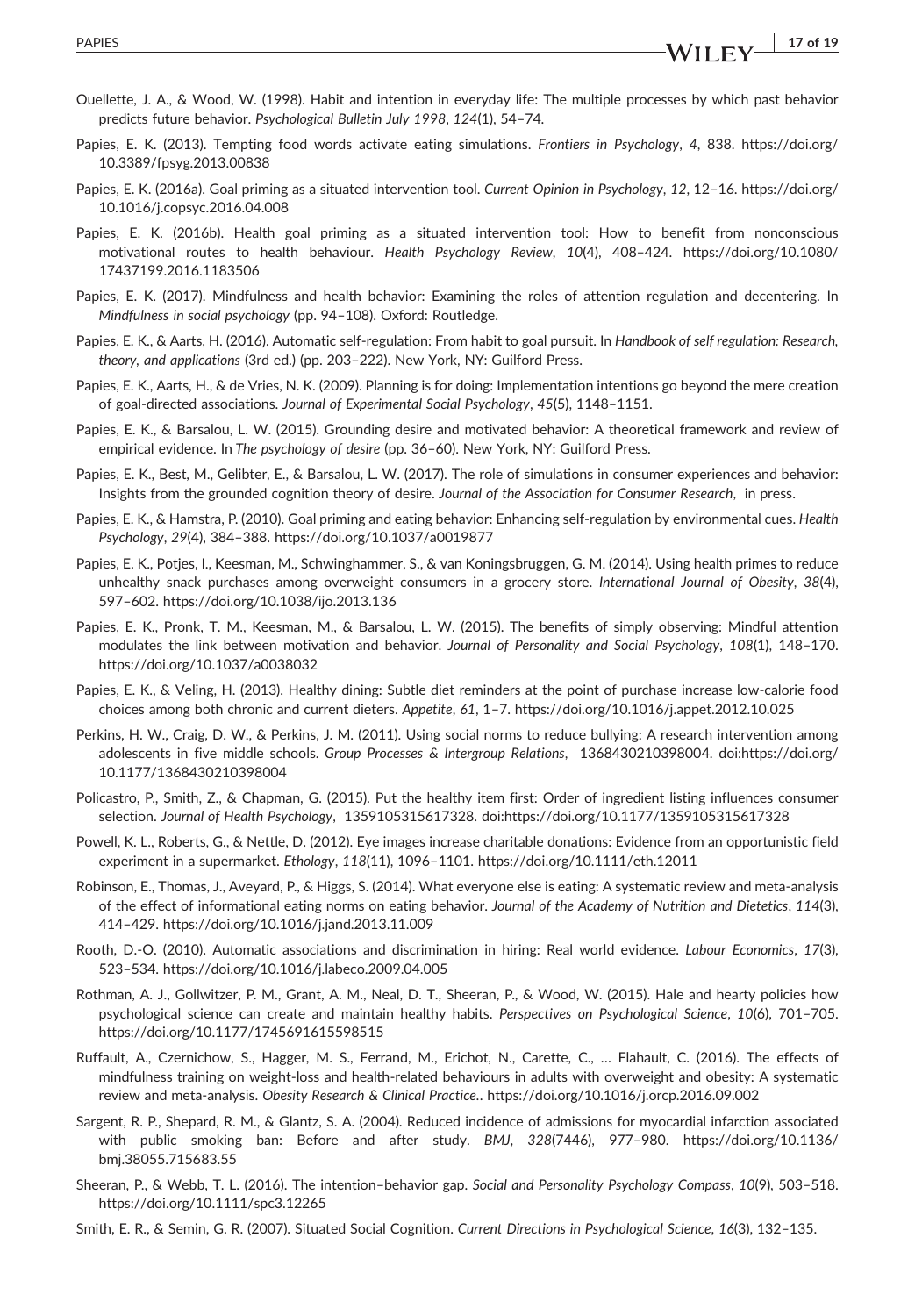Ouellette, J. A., & Wood, W. (1998). Habit and intention in everyday life: The multiple processes by which past behavior predicts future behavior. *Psychological Bulletin July 1998*, *124*(1), 54–74.

Papies, E. K. (2013). Tempting food words activate eating simulations. *Frontiers in Psychology*, *4*, 838. https://doi.org/10.3389/fpsyg.2013.00838

Papies, E. K. (2016a). Goal priming as a situated intervention tool. *Current Opinion in Psychology*, *12*, 12–16. https://doi.org/10.1016/j.copsyc.2016.04.008

Papies, E. K. (2016b). Health goal priming as a situated intervention tool: How to benefit from nonconscious motivational routes to health behaviour. *Health Psychology Review*, *10*(4), 408–424. https://doi.org/10.1080/17437199.2016.1183506

Papies, E. K. (2017). Mindfulness and health behavior: Examining the roles of attention regulation and decentering. In *Mindfulness in social psychology* (pp. 94–108). Oxford: Routledge.

Papies, E. K., & Aarts, H. (2016). Automatic self-regulation: From habit to goal pursuit. In *Handbook of self regulation: Research, theory, and applications* (3rd ed.) (pp. 203–222). New York, NY: Guilford Press.

Papies, E. K., Aarts, H., & de Vries, N. K. (2009). Planning is for doing: Implementation intentions go beyond the mere creation of goal-directed associations. *Journal of Experimental Social Psychology*, *45*(5), 1148–1151.

Papies, E. K., & Barsalou, L. W. (2015). Grounding desire and motivated behavior: A theoretical framework and review of empirical evidence. In *The psychology of desire* (pp. 36–60). New York, NY: Guilford Press.

Papies, E. K., Best, M., Gelibter, E., & Barsalou, L. W. (2017). The role of simulations in consumer experiences and behavior: Insights from the grounded cognition theory of desire. *Journal of the Association for Consumer Research*, in press.

Papies, E. K., & Hamstra, P. (2010). Goal priming and eating behavior: Enhancing self-regulation by environmental cues. *Health Psychology*, *29*(4), 384–388. https://doi.org/10.1037/a0019877

Papies, E. K., Potjes, I., Keesman, M., Schwinghammer, S., & van Koningsbruggen, G. M. (2014). Using health primes to reduce unhealthy snack purchases among overweight consumers in a grocery store. *International Journal of Obesity*, *38*(4), 597–602. https://doi.org/10.1038/ijo.2013.136

Papies, E. K., Pronk, T. M., Keesman, M., & Barsalou, L. W. (2015). The benefits of simply observing: Mindful attention modulates the link between motivation and behavior. *Journal of Personality and Social Psychology*, *108*(1), 148–170. https://doi.org/10.1037/a0038032

Papies, E. K., & Veling, H. (2013). Healthy dining: Subtle diet reminders at the point of purchase increase low-calorie food choices among both chronic and current dieters. *Appetite*, *61*, 1–7. https://doi.org/10.1016/j.appet.2012.10.025

Perkins, H. W., Craig, D. W., & Perkins, J. M. (2011). Using social norms to reduce bullying: A research intervention among adolescents in five middle schools. *Group Processes & Intergroup Relations*, 1368430210398004. doi:https://doi.org/10.1177/1368430210398004

Policastro, P., Smith, Z., & Chapman, G. (2015). Put the healthy item first: Order of ingredient listing influences consumer selection. *Journal of Health Psychology*, 1359105315617328. doi:https://doi.org/10.1177/1359105315617328

Powell, K. L., Roberts, G., & Nettle, D. (2012). Eye images increase charitable donations: Evidence from an opportunistic field experiment in a supermarket. *Ethology*, *118*(11), 1096–1101. https://doi.org/10.1111/eth.12011

Robinson, E., Thomas, J., Aveyard, P., & Higgs, S. (2014). What everyone else is eating: A systematic review and meta-analysis of the effect of informational eating norms on eating behavior. *Journal of the Academy of Nutrition and Dietetics*, *114*(3), 414–429. https://doi.org/10.1016/j.jand.2013.11.009

Rooth, D.-O. (2010). Automatic associations and discrimination in hiring: Real world evidence. *Labour Economics*, *17*(3), 523–534. https://doi.org/10.1016/j.labeco.2009.04.005

Rothman, A. J., Gollwitzer, P. M., Grant, A. M., Neal, D. T., Sheeran, P., & Wood, W. (2015). Hale and hearty policies how psychological science can create and maintain healthy habits. *Perspectives on Psychological Science*, *10*(6), 701–705. https://doi.org/10.1177/1745691615598515

Ruffault, A., Czernichow, S., Hagger, M. S., Ferrand, M., Erichot, N., Carette, C., … Flahault, C. (2016). The effects of mindfulness training on weight-loss and health-related behaviours in adults with overweight and obesity: A systematic review and meta-analysis. *Obesity Research & Clinical Practice.*. https://doi.org/10.1016/j.orcp.2016.09.002

Sargent, R. P., Shepard, R. M., & Glantz, S. A. (2004). Reduced incidence of admissions for myocardial infarction associated with public smoking ban: Before and after study. *BMJ*, *328*(7446), 977–980. https://doi.org/10.1136/bmj.38055.715683.55

Sheeran, P., & Webb, T. L. (2016). The intention–behavior gap. *Social and Personality Psychology Compass*, *10*(9), 503–518. https://doi.org/10.1111/spc3.12265

Smith, E. R., & Semin, G. R. (2007). Situated Social Cognition. *Current Directions in Psychological Science*, *16*(3), 132–135.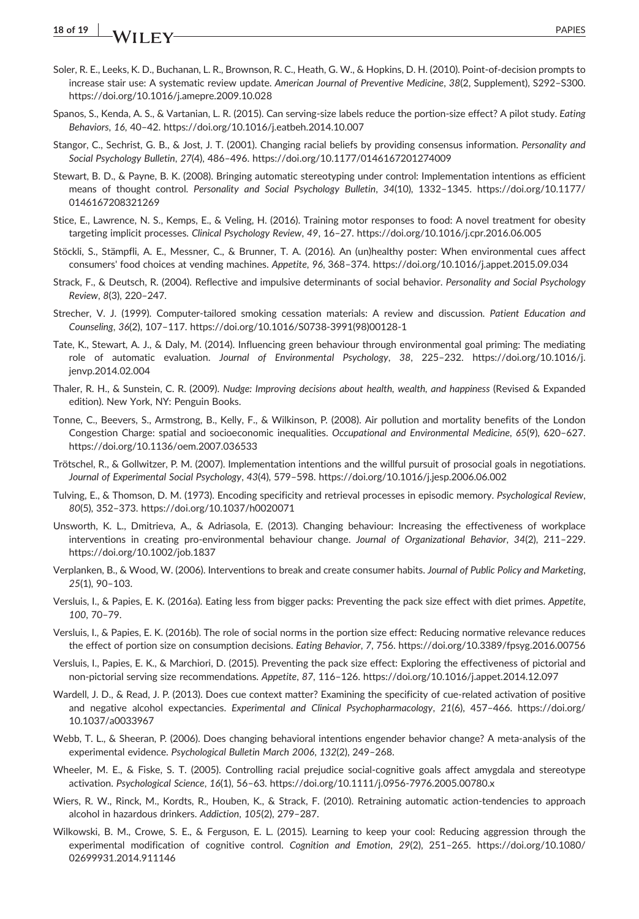Soler, R. E., Leeks, K. D., Buchanan, L. R., Brownson, R. C., Heath, G. W., & Hopkins, D. H. (2010). Point-of-decision prompts to increase stair use: A systematic review update. *American Journal of Preventive Medicine*, *38*(2, Supplement), S292–S300. https://doi.org/10.1016/j.amepre.2009.10.028

Spanos, S., Kenda, A. S., & Vartanian, L. R. (2015). Can serving-size labels reduce the portion-size effect? A pilot study. *Eating Behaviors*, *16*, 40–42. https://doi.org/10.1016/j.eatbeh.2014.10.007

Stangor, C., Sechrist, G. B., & Jost, J. T. (2001). Changing racial beliefs by providing consensus information. *Personality and Social Psychology Bulletin*, *27*(4), 486–496. https://doi.org/10.1177/0146167201274009

Stewart, B. D., & Payne, B. K. (2008). Bringing automatic stereotyping under control: Implementation intentions as efficient means of thought control. *Personality and Social Psychology Bulletin*, *34*(10), 1332–1345. https://doi.org/10.1177/0146167208321269

Stice, E., Lawrence, N. S., Kemps, E., & Veling, H. (2016). Training motor responses to food: A novel treatment for obesity targeting implicit processes. *Clinical Psychology Review*, *49*, 16–27. https://doi.org/10.1016/j.cpr.2016.06.005

Stöckli, S., Stämpfli, A. E., Messner, C., & Brunner, T. A. (2016). An (un)healthy poster: When environmental cues affect consumers' food choices at vending machines. *Appetite*, *96*, 368–374. https://doi.org/10.1016/j.appet.2015.09.034

Strack, F., & Deutsch, R. (2004). Reflective and impulsive determinants of social behavior. *Personality and Social Psychology Review*, *8*(3), 220–247.

Strecher, V. J. (1999). Computer-tailored smoking cessation materials: A review and discussion. *Patient Education and Counseling*, *36*(2), 107–117. https://doi.org/10.1016/S0738-3991(98)00128-1

Tate, K., Stewart, A. J., & Daly, M. (2014). Influencing green behaviour through environmental goal priming: The mediating role of automatic evaluation. *Journal of Environmental Psychology*, *38*, 225–232. https://doi.org/10.1016/j.jenvp.2014.02.004

Thaler, R. H., & Sunstein, C. R. (2009). *Nudge: Improving decisions about health, wealth, and happiness* (Revised & Expanded edition). New York, NY: Penguin Books.

Tonne, C., Beevers, S., Armstrong, B., Kelly, F., & Wilkinson, P. (2008). Air pollution and mortality benefits of the London Congestion Charge: spatial and socioeconomic inequalities. *Occupational and Environmental Medicine*, *65*(9), 620–627. https://doi.org/10.1136/oem.2007.036533

Trötschel, R., & Gollwitzer, P. M. (2007). Implementation intentions and the willful pursuit of prosocial goals in negotiations. *Journal of Experimental Social Psychology*, *43*(4), 579–598. https://doi.org/10.1016/j.jesp.2006.06.002

Tulving, E., & Thomson, D. M. (1973). Encoding specificity and retrieval processes in episodic memory. *Psychological Review*, *80*(5), 352–373. https://doi.org/10.1037/h0020071

Unsworth, K. L., Dmitrieva, A., & Adriasola, E. (2013). Changing behaviour: Increasing the effectiveness of workplace interventions in creating pro-environmental behaviour change. *Journal of Organizational Behavior*, *34*(2), 211–229. https://doi.org/10.1002/job.1837

Verplanken, B., & Wood, W. (2006). Interventions to break and create consumer habits. *Journal of Public Policy and Marketing*, *25*(1), 90–103.

Versluis, I., & Papies, E. K. (2016a). Eating less from bigger packs: Preventing the pack size effect with diet primes. *Appetite*, *100*, 70–79.

Versluis, I., & Papies, E. K. (2016b). The role of social norms in the portion size effect: Reducing normative relevance reduces the effect of portion size on consumption decisions. *Eating Behavior*, *7*, 756. https://doi.org/10.3389/fpsyg.2016.00756

Versluis, I., Papies, E. K., & Marchiori, D. (2015). Preventing the pack size effect: Exploring the effectiveness of pictorial and non-pictorial serving size recommendations. *Appetite*, *87*, 116–126. https://doi.org/10.1016/j.appet.2014.12.097

Wardell, J. D., & Read, J. P. (2013). Does cue context matter? Examining the specificity of cue-related activation of positive and negative alcohol expectancies. *Experimental and Clinical Psychopharmacology*, *21*(6), 457–466. https://doi.org/10.1037/a0033967

Webb, T. L., & Sheeran, P. (2006). Does changing behavioral intentions engender behavior change? A meta-analysis of the experimental evidence. *Psychological Bulletin March 2006*, *132*(2), 249–268.

Wheeler, M. E., & Fiske, S. T. (2005). Controlling racial prejudice social-cognitive goals affect amygdala and stereotype activation. *Psychological Science*, *16*(1), 56–63. https://doi.org/10.1111/j.0956-7976.2005.00780.x

Wiers, R. W., Rinck, M., Kordts, R., Houben, K., & Strack, F. (2010). Retraining automatic action-tendencies to approach alcohol in hazardous drinkers. *Addiction*, *105*(2), 279–287.

Wilkowski, B. M., Crowe, S. E., & Ferguson, E. L. (2015). Learning to keep your cool: Reducing aggression through the experimental modification of cognitive control. *Cognition and Emotion*, *29*(2), 251–265. https://doi.org/10.1080/02699931.2014.911146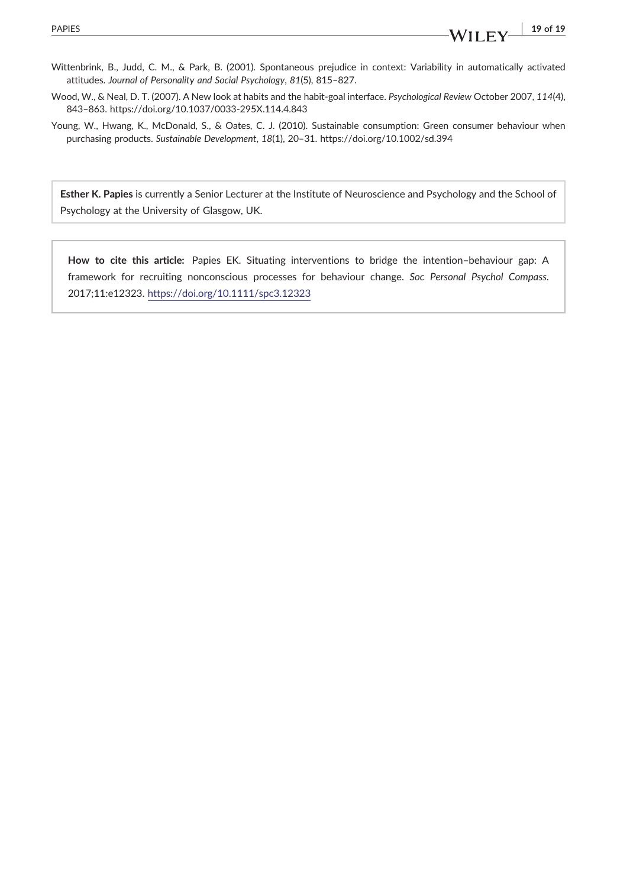Wittenbrink, B., Judd, C. M., & Park, B. (2001). Spontaneous prejudice in context: Variability in automatically activated attitudes. *Journal of Personality and Social Psychology*, *81*(5), 815–827.

Wood, W., & Neal, D. T. (2007). A New look at habits and the habit-goal interface. *Psychological Review* October 2007, *114*(4), 843–863. https://doi.org/10.1037/0033-295X.114.4.843

Young, W., Hwang, K., McDonald, S., & Oates, C. J. (2010). Sustainable consumption: Green consumer behaviour when purchasing products. *Sustainable Development*, *18*(1), 20–31. https://doi.org/10.1002/sd.394

**Esther K. Papies** is currently a Senior Lecturer at the Institute of Neuroscience and Psychology and the School of Psychology at the University of Glasgow, UK.

**How to cite this article:** Papies EK. Situating interventions to bridge the intention–behaviour gap: A framework for recruiting nonconscious processes for behaviour change. *Soc Personal Psychol Compass.* 2017;11:e12323. https://doi.org/10.1111/spc3.12323